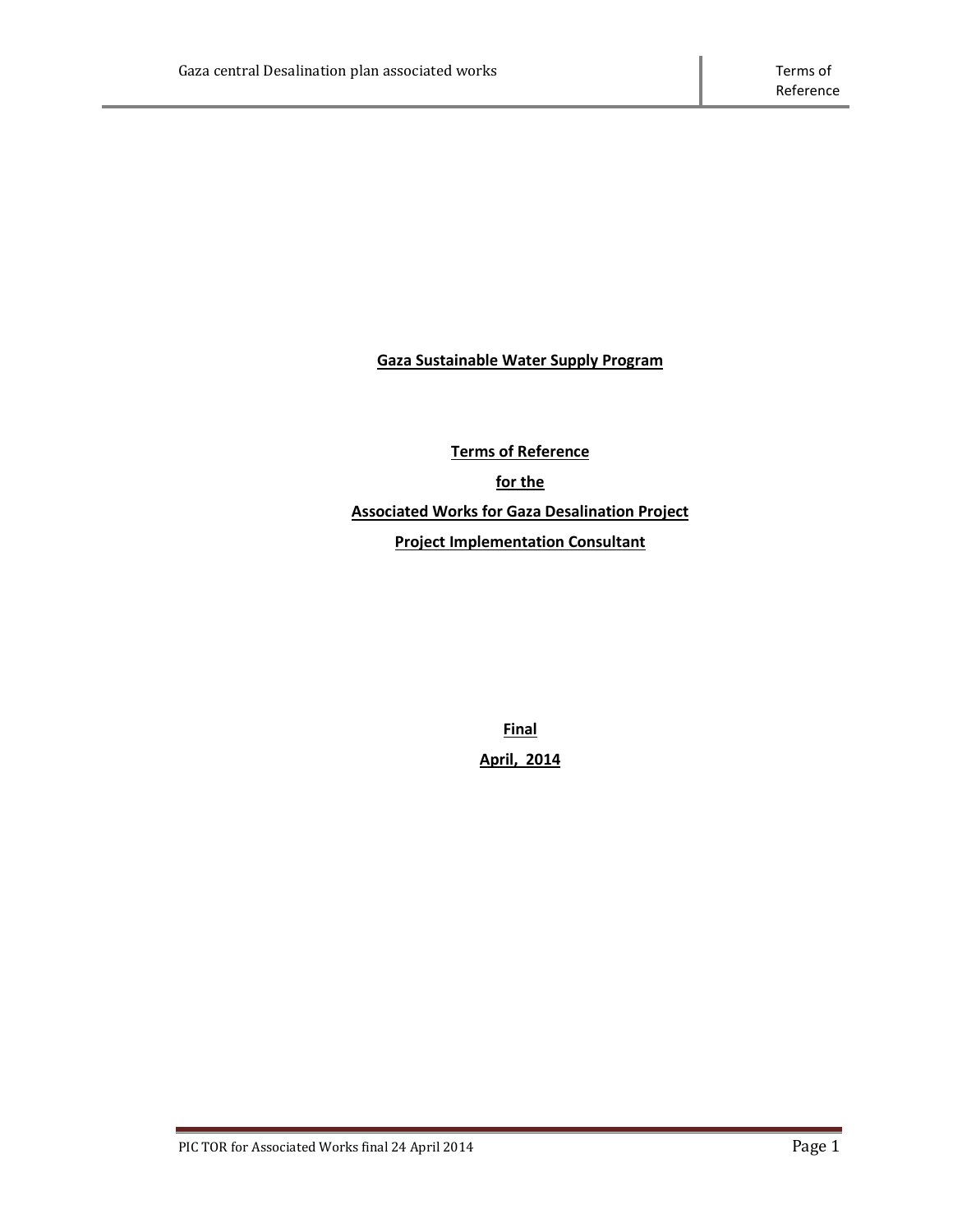**Gaza Sustainable Water Supply Program**

**Terms of Reference**

**for the**

**Associated Works for Gaza Desalination Project**

**Project Implementation Consultant**

**Final**

**April, 2014**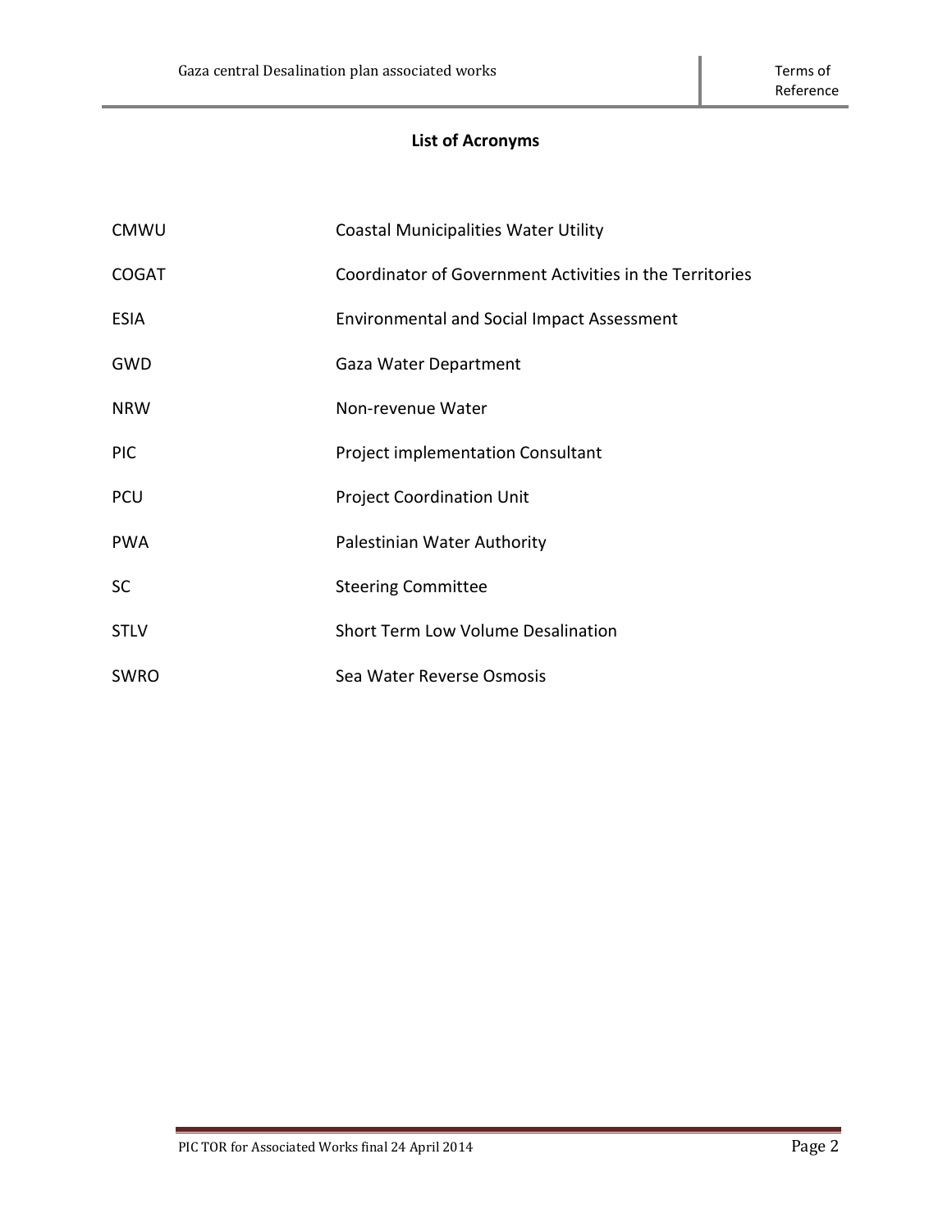## List of Acronyms

| | |
|---|---|
| CMWU | Coastal Municipalities Water Utility |
| COGAT | Coordinator of Government Activities in the Territories |
| ESIA | Environmental and Social Impact Assessment |
| GWD | Gaza Water Department |
| NRW | Non-revenue Water |
| PIC | Project implementation Consultant |
| PCU | Project Coordination Unit |
| PWA | Palestinian Water Authority |
| SC | Steering Committee |
| STLV | Short Term Low Volume Desalination |
| SWRO | Sea Water Reverse Osmosis |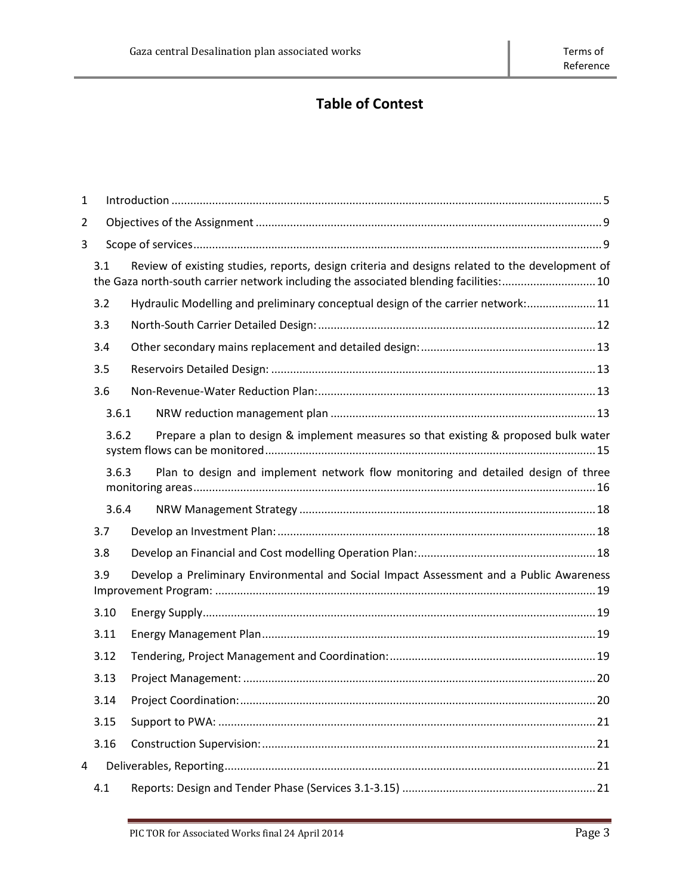# Table of Contest

1 Introduction ........................................................................................................................................ 5

2 Objectives of the Assignment ............................................................................................................. 9

3 Scope of services................................................................................................................................. 9

3.1 Review of existing studies, reports, design criteria and designs related to the development of the Gaza north-south carrier network including the associated blending facilities:.............................. 10

3.2 Hydraulic Modelling and preliminary conceptual design of the carrier network:...................... 11

3.3 North-South Carrier Detailed Design: ........................................................................................ 12

3.4 Other secondary mains replacement and detailed design: ........................................................ 13

3.5 Reservoirs Detailed Design: ....................................................................................................... 13

3.6 Non-Revenue-Water Reduction Plan:........................................................................................ 13

3.6.1 NRW reduction management plan .................................................................................... 13

3.6.2 Prepare a plan to design & implement measures so that existing & proposed bulk water system flows can be monitored ........................................................................................................ 15

3.6.3 Plan to design and implement network flow monitoring and detailed design of three monitoring areas ............................................................................................................................... 16

3.6.4 NRW Management Strategy ............................................................................................. 18

3.7 Develop an Investment Plan: ..................................................................................................... 18

3.8 Develop an Financial and Cost modelling Operation Plan: ......................................................... 18

3.9 Develop a Preliminary Environmental and Social Impact Assessment and a Public Awareness Improvement Program: ......................................................................................................................... 19

3.10 Energy Supply............................................................................................................................ 19

3.11 Energy Management Plan .......................................................................................................... 19

3.12 Tendering, Project Management and Coordination: .................................................................. 19

3.13 Project Management: ................................................................................................................ 20

3.14 Project Coordination: ................................................................................................................. 20

3.15 Support to PWA: ........................................................................................................................ 21

3.16 Construction Supervision: .......................................................................................................... 21

4 Deliverables, Reporting...................................................................................................................... 21

4.1 Reports: Design and Tender Phase (Services 3.1-3.15) .............................................................. 21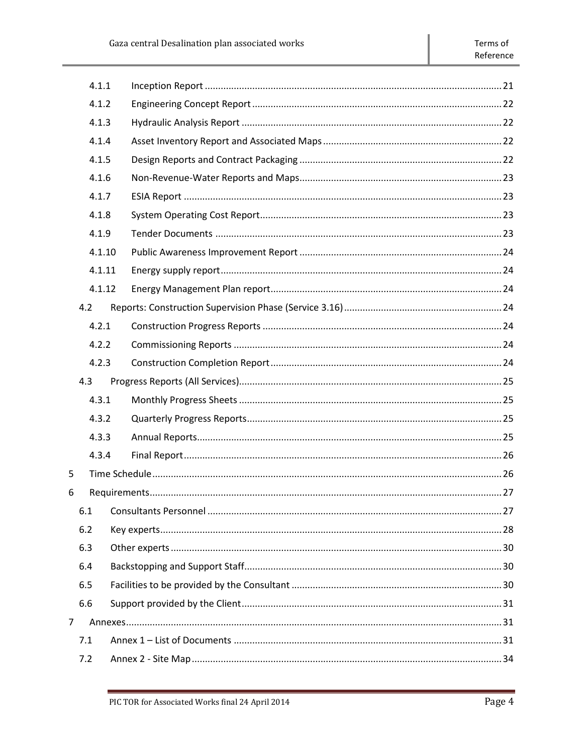- 4.1.1 Inception Report .......... 21
- 4.1.2 Engineering Concept Report .......... 22
- 4.1.3 Hydraulic Analysis Report .......... 22
- 4.1.4 Asset Inventory Report and Associated Maps .......... 22
- 4.1.5 Design Reports and Contract Packaging .......... 22
- 4.1.6 Non-Revenue-Water Reports and Maps .......... 23
- 4.1.7 ESIA Report .......... 23
- 4.1.8 System Operating Cost Report .......... 23
- 4.1.9 Tender Documents .......... 23
- 4.1.10 Public Awareness Improvement Report .......... 24
- 4.1.11 Energy supply report .......... 24
- 4.1.12 Energy Management Plan report .......... 24
- 4.2 Reports: Construction Supervision Phase (Service 3.16) .......... 24
  - 4.2.1 Construction Progress Reports .......... 24
  - 4.2.2 Commissioning Reports .......... 24
  - 4.2.3 Construction Completion Report .......... 24
- 4.3 Progress Reports (All Services) .......... 25
  - 4.3.1 Monthly Progress Sheets .......... 25
  - 4.3.2 Quarterly Progress Reports .......... 25
  - 4.3.3 Annual Reports .......... 25
  - 4.3.4 Final Report .......... 26

5 Time Schedule .......... 26

6 Requirements .......... 27
- 6.1 Consultants Personnel .......... 27
- 6.2 Key experts .......... 28
- 6.3 Other experts .......... 30
- 6.4 Backstopping and Support Staff .......... 30
- 6.5 Facilities to be provided by the Consultant .......... 30
- 6.6 Support provided by the Client .......... 31

7 Annexes .......... 31
- 7.1 Annex 1 – List of Documents .......... 31
- 7.2 Annex 2 - Site Map .......... 34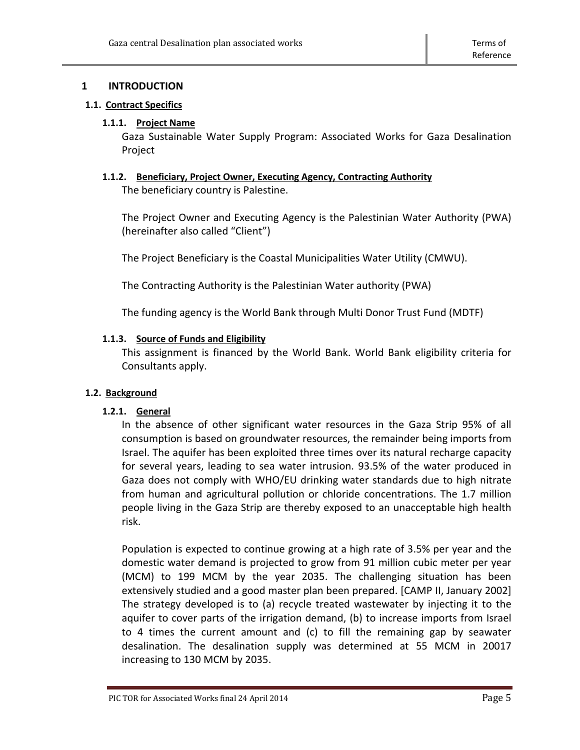# 1 INTRODUCTION

## 1.1. Contract Specifics

### 1.1.1. Project Name

Gaza Sustainable Water Supply Program: Associated Works for Gaza Desalination Project

### 1.1.2. Beneficiary, Project Owner, Executing Agency, Contracting Authority

The beneficiary country is Palestine.

The Project Owner and Executing Agency is the Palestinian Water Authority (PWA) (hereinafter also called "Client")

The Project Beneficiary is the Coastal Municipalities Water Utility (CMWU).

The Contracting Authority is the Palestinian Water authority (PWA)

The funding agency is the World Bank through Multi Donor Trust Fund (MDTF)

### 1.1.3. Source of Funds and Eligibility

This assignment is financed by the World Bank. World Bank eligibility criteria for Consultants apply.

## 1.2. Background

### 1.2.1. General

In the absence of other significant water resources in the Gaza Strip 95% of all consumption is based on groundwater resources, the remainder being imports from Israel. The aquifer has been exploited three times over its natural recharge capacity for several years, leading to sea water intrusion. 93.5% of the water produced in Gaza does not comply with WHO/EU drinking water standards due to high nitrate from human and agricultural pollution or chloride concentrations. The 1.7 million people living in the Gaza Strip are thereby exposed to an unacceptable high health risk.

Population is expected to continue growing at a high rate of 3.5% per year and the domestic water demand is projected to grow from 91 million cubic meter per year (MCM) to 199 MCM by the year 2035. The challenging situation has been extensively studied and a good master plan been prepared. [CAMP II, January 2002] The strategy developed is to (a) recycle treated wastewater by injecting it to the aquifer to cover parts of the irrigation demand, (b) to increase imports from Israel to 4 times the current amount and (c) to fill the remaining gap by seawater desalination. The desalination supply was determined at 55 MCM in 20017 increasing to 130 MCM by 2035.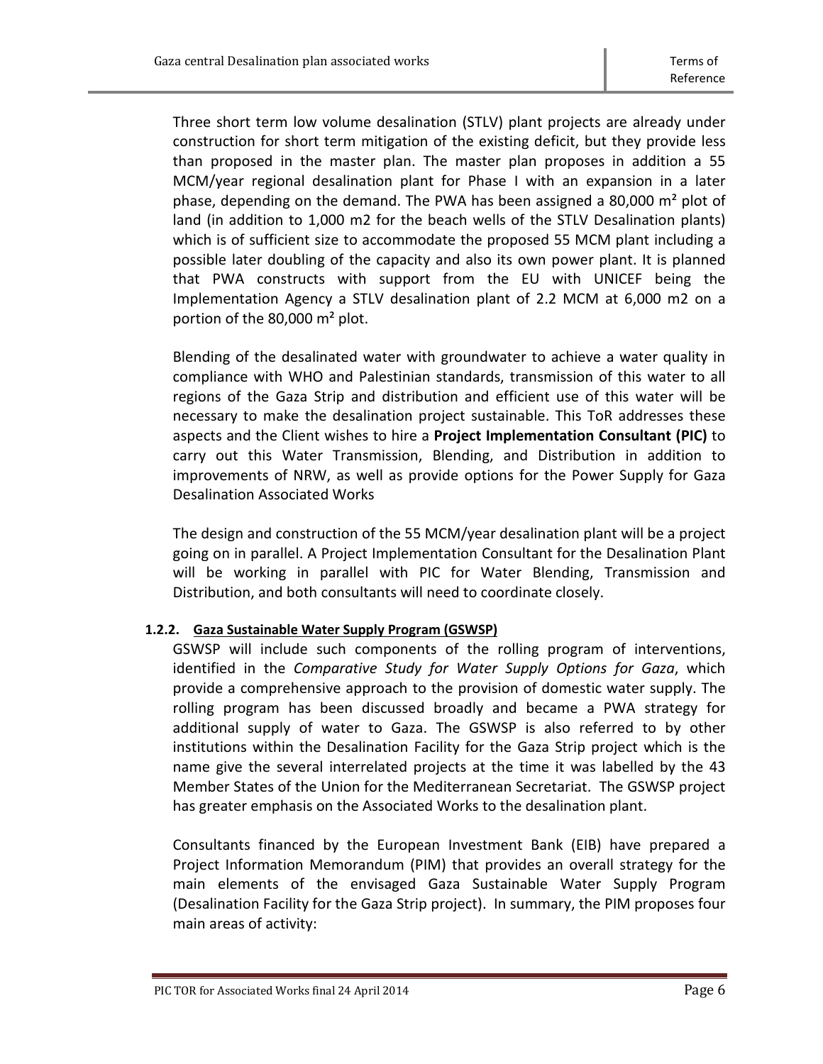Three short term low volume desalination (STLV) plant projects are already under construction for short term mitigation of the existing deficit, but they provide less than proposed in the master plan. The master plan proposes in addition a 55 MCM/year regional desalination plant for Phase I with an expansion in a later phase, depending on the demand. The PWA has been assigned a 80,000 m² plot of land (in addition to 1,000 m2 for the beach wells of the STLV Desalination plants) which is of sufficient size to accommodate the proposed 55 MCM plant including a possible later doubling of the capacity and also its own power plant. It is planned that PWA constructs with support from the EU with UNICEF being the Implementation Agency a STLV desalination plant of 2.2 MCM at 6,000 m2 on a portion of the 80,000 m² plot.

Blending of the desalinated water with groundwater to achieve a water quality in compliance with WHO and Palestinian standards, transmission of this water to all regions of the Gaza Strip and distribution and efficient use of this water will be necessary to make the desalination project sustainable. This ToR addresses these aspects and the Client wishes to hire a **Project Implementation Consultant (PIC)** to carry out this Water Transmission, Blending, and Distribution in addition to improvements of NRW, as well as provide options for the Power Supply for Gaza Desalination Associated Works

The design and construction of the 55 MCM/year desalination plant will be a project going on in parallel. A Project Implementation Consultant for the Desalination Plant will be working in parallel with PIC for Water Blending, Transmission and Distribution, and both consultants will need to coordinate closely.

#### 1.2.2. Gaza Sustainable Water Supply Program (GSWSP)

GSWSP will include such components of the rolling program of interventions, identified in the *Comparative Study for Water Supply Options for Gaza*, which provide a comprehensive approach to the provision of domestic water supply. The rolling program has been discussed broadly and became a PWA strategy for additional supply of water to Gaza. The GSWSP is also referred to by other institutions within the Desalination Facility for the Gaza Strip project which is the name give the several interrelated projects at the time it was labelled by the 43 Member States of the Union for the Mediterranean Secretariat. The GSWSP project has greater emphasis on the Associated Works to the desalination plant.

Consultants financed by the European Investment Bank (EIB) have prepared a Project Information Memorandum (PIM) that provides an overall strategy for the main elements of the envisaged Gaza Sustainable Water Supply Program (Desalination Facility for the Gaza Strip project). In summary, the PIM proposes four main areas of activity: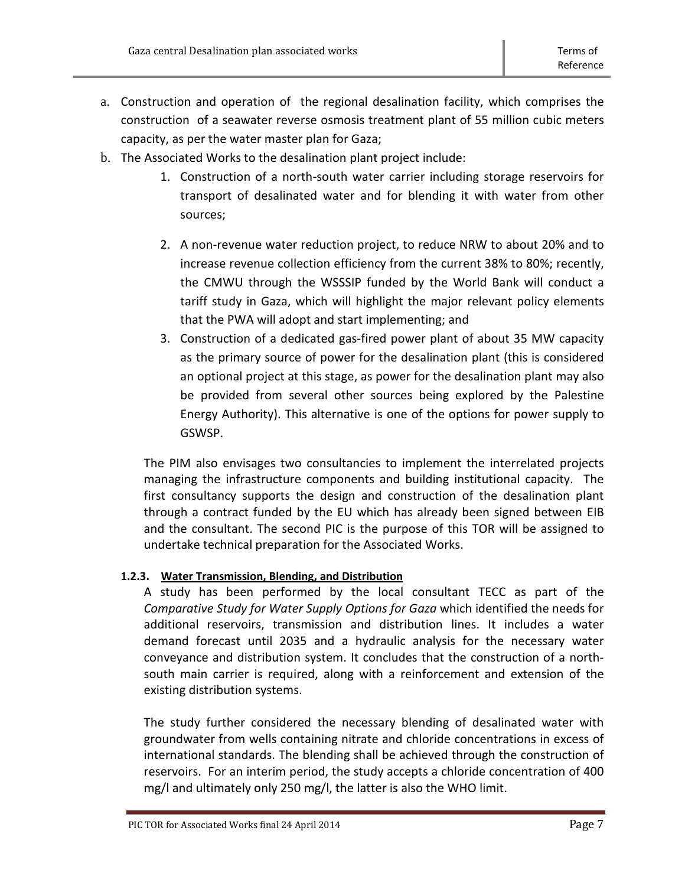a. Construction and operation of the regional desalination facility, which comprises the construction of a seawater reverse osmosis treatment plant of 55 million cubic meters capacity, as per the water master plan for Gaza;

b. The Associated Works to the desalination plant project include:

    1. Construction of a north-south water carrier including storage reservoirs for transport of desalinated water and for blending it with water from other sources;

    2. A non-revenue water reduction project, to reduce NRW to about 20% and to increase revenue collection efficiency from the current 38% to 80%; recently, the CMWU through the WSSSIP funded by the World Bank will conduct a tariff study in Gaza, which will highlight the major relevant policy elements that the PWA will adopt and start implementing; and

    3. Construction of a dedicated gas-fired power plant of about 35 MW capacity as the primary source of power for the desalination plant (this is considered an optional project at this stage, as power for the desalination plant may also be provided from several other sources being explored by the Palestine Energy Authority). This alternative is one of the options for power supply to GSWSP.

The PIM also envisages two consultancies to implement the interrelated projects managing the infrastructure components and building institutional capacity. The first consultancy supports the design and construction of the desalination plant through a contract funded by the EU which has already been signed between EIB and the consultant. The second PIC is the purpose of this TOR will be assigned to undertake technical preparation for the Associated Works.

#### 1.2.3. Water Transmission, Blending, and Distribution

A study has been performed by the local consultant TECC as part of the *Comparative Study for Water Supply Options for Gaza* which identified the needs for additional reservoirs, transmission and distribution lines. It includes a water demand forecast until 2035 and a hydraulic analysis for the necessary water conveyance and distribution system. It concludes that the construction of a north-south main carrier is required, along with a reinforcement and extension of the existing distribution systems.

The study further considered the necessary blending of desalinated water with groundwater from wells containing nitrate and chloride concentrations in excess of international standards. The blending shall be achieved through the construction of reservoirs. For an interim period, the study accepts a chloride concentration of 400 mg/l and ultimately only 250 mg/l, the latter is also the WHO limit.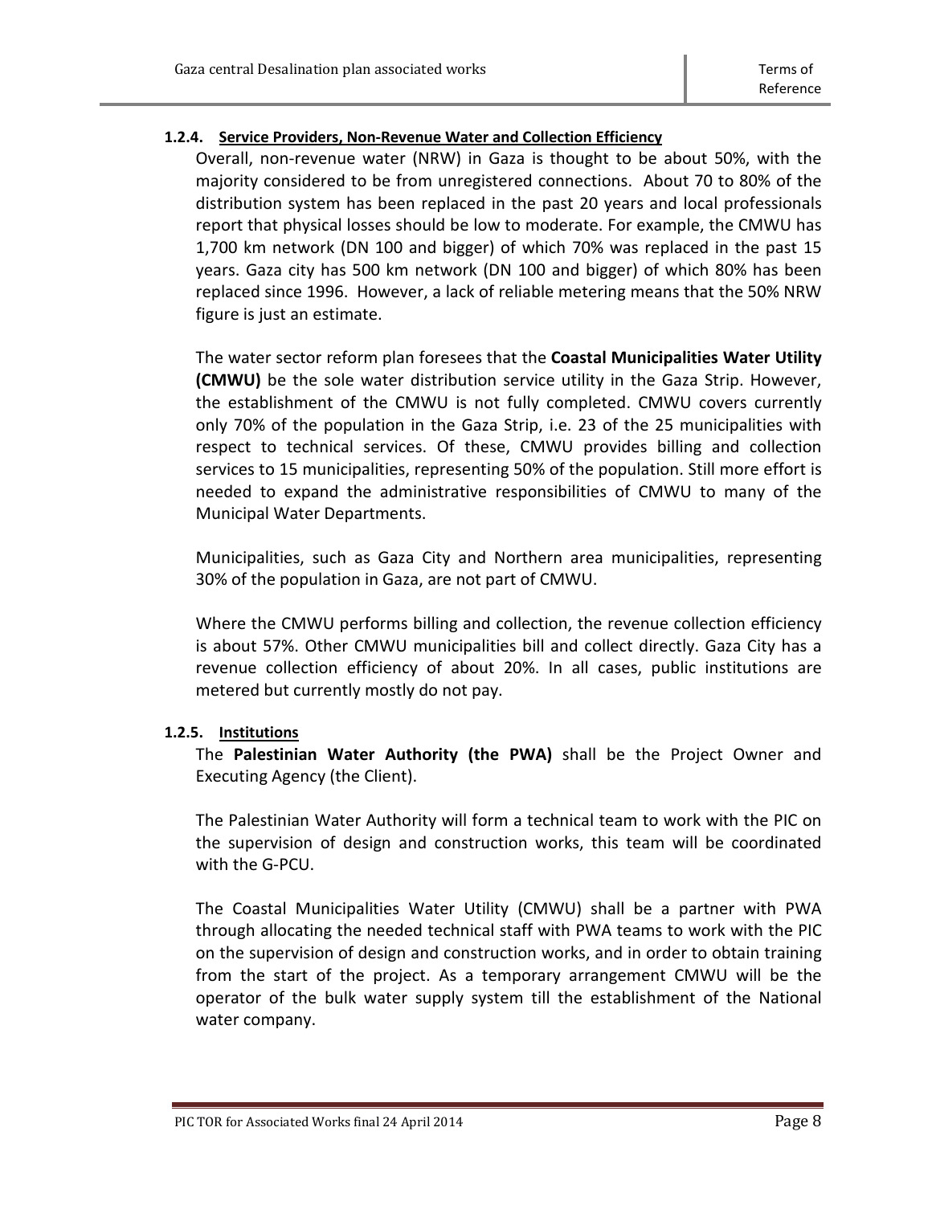#### 1.2.4. Service Providers, Non-Revenue Water and Collection Efficiency

Overall, non-revenue water (NRW) in Gaza is thought to be about 50%, with the majority considered to be from unregistered connections. About 70 to 80% of the distribution system has been replaced in the past 20 years and local professionals report that physical losses should be low to moderate. For example, the CMWU has 1,700 km network (DN 100 and bigger) of which 70% was replaced in the past 15 years. Gaza city has 500 km network (DN 100 and bigger) of which 80% has been replaced since 1996. However, a lack of reliable metering means that the 50% NRW figure is just an estimate.

The water sector reform plan foresees that the **Coastal Municipalities Water Utility (CMWU)** be the sole water distribution service utility in the Gaza Strip. However, the establishment of the CMWU is not fully completed. CMWU covers currently only 70% of the population in the Gaza Strip, i.e. 23 of the 25 municipalities with respect to technical services. Of these, CMWU provides billing and collection services to 15 municipalities, representing 50% of the population. Still more effort is needed to expand the administrative responsibilities of CMWU to many of the Municipal Water Departments.

Municipalities, such as Gaza City and Northern area municipalities, representing 30% of the population in Gaza, are not part of CMWU.

Where the CMWU performs billing and collection, the revenue collection efficiency is about 57%. Other CMWU municipalities bill and collect directly. Gaza City has a revenue collection efficiency of about 20%. In all cases, public institutions are metered but currently mostly do not pay.

#### 1.2.5. Institutions

The **Palestinian Water Authority (the PWA)** shall be the Project Owner and Executing Agency (the Client).

The Palestinian Water Authority will form a technical team to work with the PIC on the supervision of design and construction works, this team will be coordinated with the G-PCU.

The Coastal Municipalities Water Utility (CMWU) shall be a partner with PWA through allocating the needed technical staff with PWA teams to work with the PIC on the supervision of design and construction works, and in order to obtain training from the start of the project. As a temporary arrangement CMWU will be the operator of the bulk water supply system till the establishment of the National water company.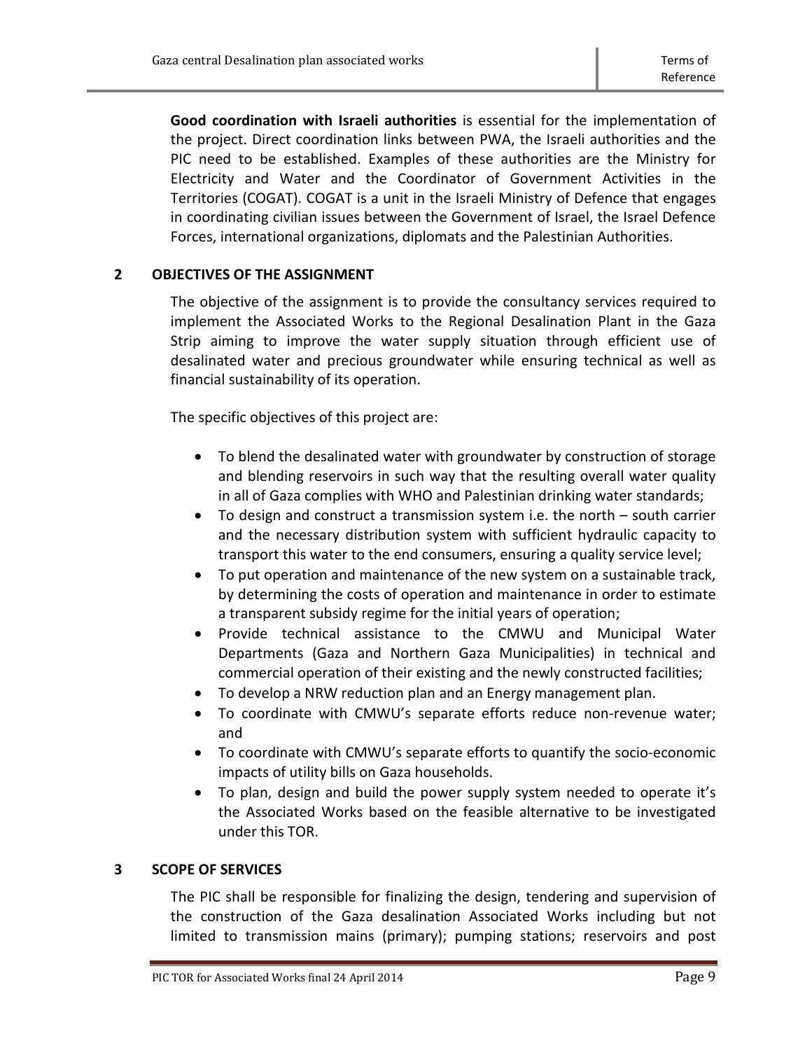**Good coordination with Israeli authorities** is essential for the implementation of the project. Direct coordination links between PWA, the Israeli authorities and the PIC need to be established. Examples of these authorities are the Ministry for Electricity and Water and the Coordinator of Government Activities in the Territories (COGAT). COGAT is a unit in the Israeli Ministry of Defence that engages in coordinating civilian issues between the Government of Israel, the Israel Defence Forces, international organizations, diplomats and the Palestinian Authorities.

## 2 OBJECTIVES OF THE ASSIGNMENT

The objective of the assignment is to provide the consultancy services required to implement the Associated Works to the Regional Desalination Plant in the Gaza Strip aiming to improve the water supply situation through efficient use of desalinated water and precious groundwater while ensuring technical as well as financial sustainability of its operation.

The specific objectives of this project are:

- To blend the desalinated water with groundwater by construction of storage and blending reservoirs in such way that the resulting overall water quality in all of Gaza complies with WHO and Palestinian drinking water standards;
- To design and construct a transmission system i.e. the north – south carrier and the necessary distribution system with sufficient hydraulic capacity to transport this water to the end consumers, ensuring a quality service level;
- To put operation and maintenance of the new system on a sustainable track, by determining the costs of operation and maintenance in order to estimate a transparent subsidy regime for the initial years of operation;
- Provide technical assistance to the CMWU and Municipal Water Departments (Gaza and Northern Gaza Municipalities) in technical and commercial operation of their existing and the newly constructed facilities;
- To develop a NRW reduction plan and an Energy management plan.
- To coordinate with CMWU's separate efforts reduce non-revenue water; and
- To coordinate with CMWU's separate efforts to quantify the socio-economic impacts of utility bills on Gaza households.
- To plan, design and build the power supply system needed to operate it's the Associated Works based on the feasible alternative to be investigated under this TOR.

## 3 SCOPE OF SERVICES

The PIC shall be responsible for finalizing the design, tendering and supervision of the construction of the Gaza desalination Associated Works including but not limited to transmission mains (primary); pumping stations; reservoirs and post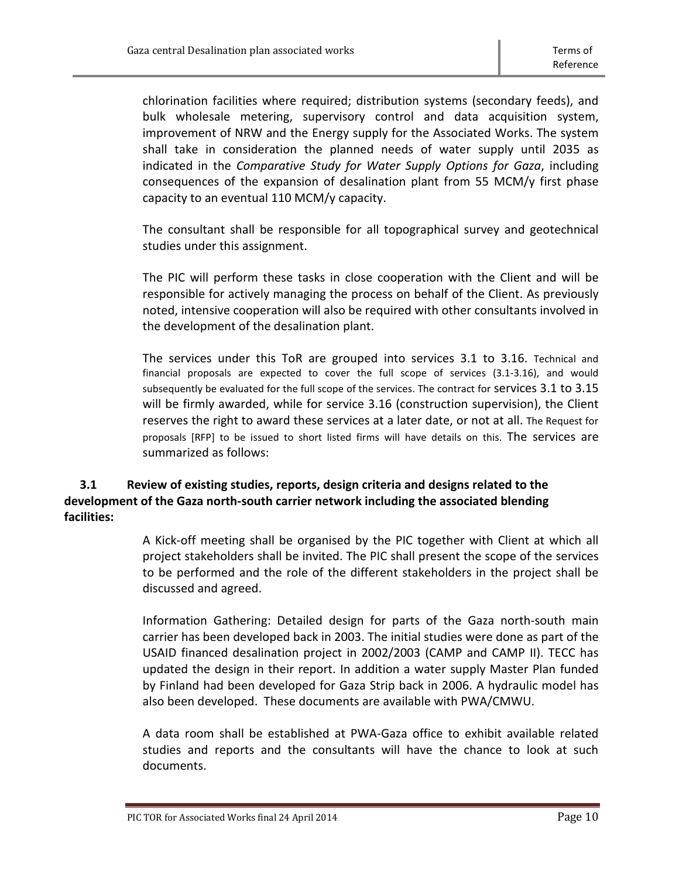chlorination facilities where required; distribution systems (secondary feeds), and bulk wholesale metering, supervisory control and data acquisition system, improvement of NRW and the Energy supply for the Associated Works. The system shall take in consideration the planned needs of water supply until 2035 as indicated in the *Comparative Study for Water Supply Options for Gaza*, including consequences of the expansion of desalination plant from 55 MCM/y first phase capacity to an eventual 110 MCM/y capacity.

The consultant shall be responsible for all topographical survey and geotechnical studies under this assignment.

The PIC will perform these tasks in close cooperation with the Client and will be responsible for actively managing the process on behalf of the Client. As previously noted, intensive cooperation will also be required with other consultants involved in the development of the desalination plant.

The services under this ToR are grouped into services 3.1 to 3.16. Technical and financial proposals are expected to cover the full scope of services (3.1-3.16), and would subsequently be evaluated for the full scope of the services. The contract for services 3.1 to 3.15 will be firmly awarded, while for service 3.16 (construction supervision), the Client reserves the right to award these services at a later date, or not at all. The Request for proposals [RFP] to be issued to short listed firms will have details on this. The services are summarized as follows:

### 3.1 Review of existing studies, reports, design criteria and designs related to the development of the Gaza north-south carrier network including the associated blending facilities:

A Kick-off meeting shall be organised by the PIC together with Client at which all project stakeholders shall be invited. The PIC shall present the scope of the services to be performed and the role of the different stakeholders in the project shall be discussed and agreed.

Information Gathering: Detailed design for parts of the Gaza north-south main carrier has been developed back in 2003. The initial studies were done as part of the USAID financed desalination project in 2002/2003 (CAMP and CAMP II). TECC has updated the design in their report. In addition a water supply Master Plan funded by Finland had been developed for Gaza Strip back in 2006. A hydraulic model has also been developed. These documents are available with PWA/CMWU.

A data room shall be established at PWA-Gaza office to exhibit available related studies and reports and the consultants will have the chance to look at such documents.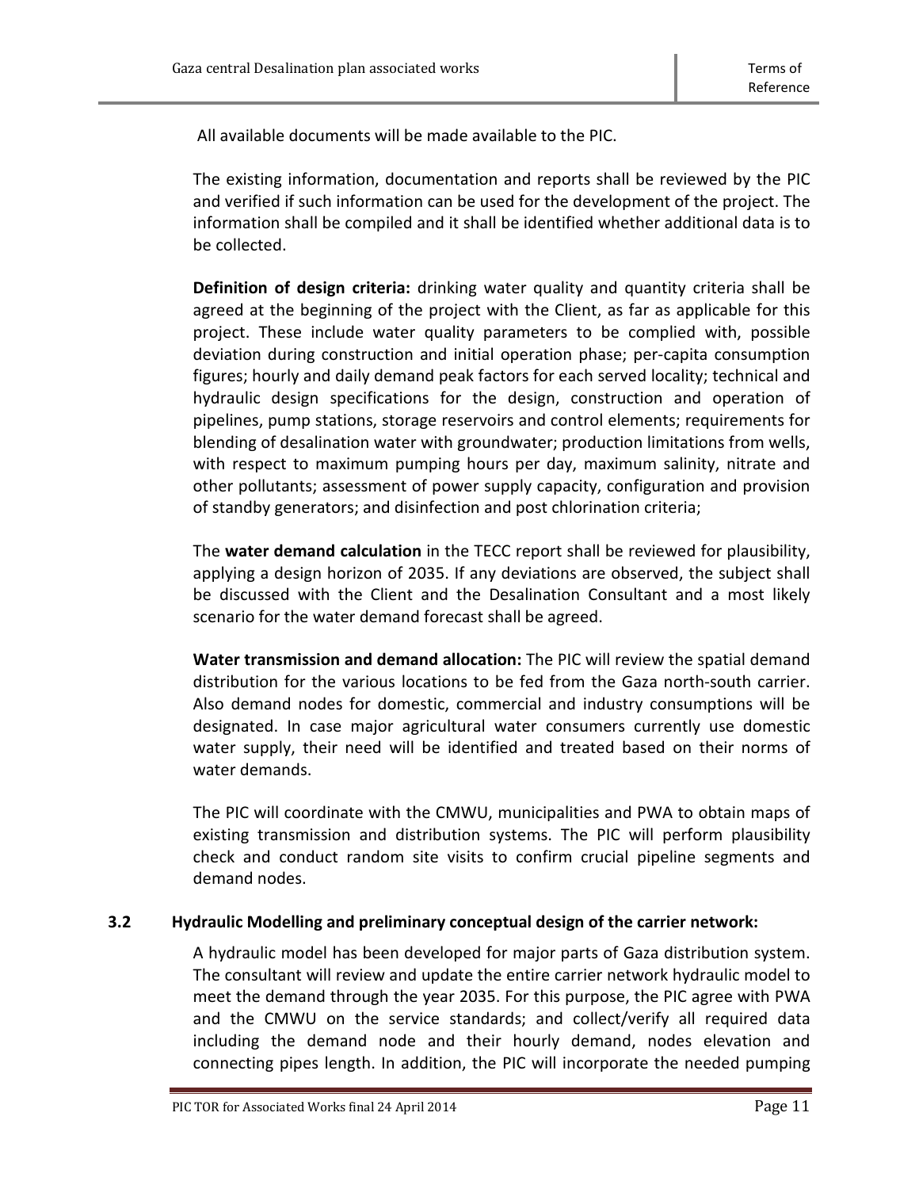All available documents will be made available to the PIC.

The existing information, documentation and reports shall be reviewed by the PIC and verified if such information can be used for the development of the project. The information shall be compiled and it shall be identified whether additional data is to be collected.

**Definition of design criteria:** drinking water quality and quantity criteria shall be agreed at the beginning of the project with the Client, as far as applicable for this project. These include water quality parameters to be complied with, possible deviation during construction and initial operation phase; per-capita consumption figures; hourly and daily demand peak factors for each served locality; technical and hydraulic design specifications for the design, construction and operation of pipelines, pump stations, storage reservoirs and control elements; requirements for blending of desalination water with groundwater; production limitations from wells, with respect to maximum pumping hours per day, maximum salinity, nitrate and other pollutants; assessment of power supply capacity, configuration and provision of standby generators; and disinfection and post chlorination criteria;

The **water demand calculation** in the TECC report shall be reviewed for plausibility, applying a design horizon of 2035. If any deviations are observed, the subject shall be discussed with the Client and the Desalination Consultant and a most likely scenario for the water demand forecast shall be agreed.

**Water transmission and demand allocation:** The PIC will review the spatial demand distribution for the various locations to be fed from the Gaza north-south carrier. Also demand nodes for domestic, commercial and industry consumptions will be designated. In case major agricultural water consumers currently use domestic water supply, their need will be identified and treated based on their norms of water demands.

The PIC will coordinate with the CMWU, municipalities and PWA to obtain maps of existing transmission and distribution systems. The PIC will perform plausibility check and conduct random site visits to confirm crucial pipeline segments and demand nodes.

### 3.2 Hydraulic Modelling and preliminary conceptual design of the carrier network:

A hydraulic model has been developed for major parts of Gaza distribution system. The consultant will review and update the entire carrier network hydraulic model to meet the demand through the year 2035. For this purpose, the PIC agree with PWA and the CMWU on the service standards; and collect/verify all required data including the demand node and their hourly demand, nodes elevation and connecting pipes length. In addition, the PIC will incorporate the needed pumping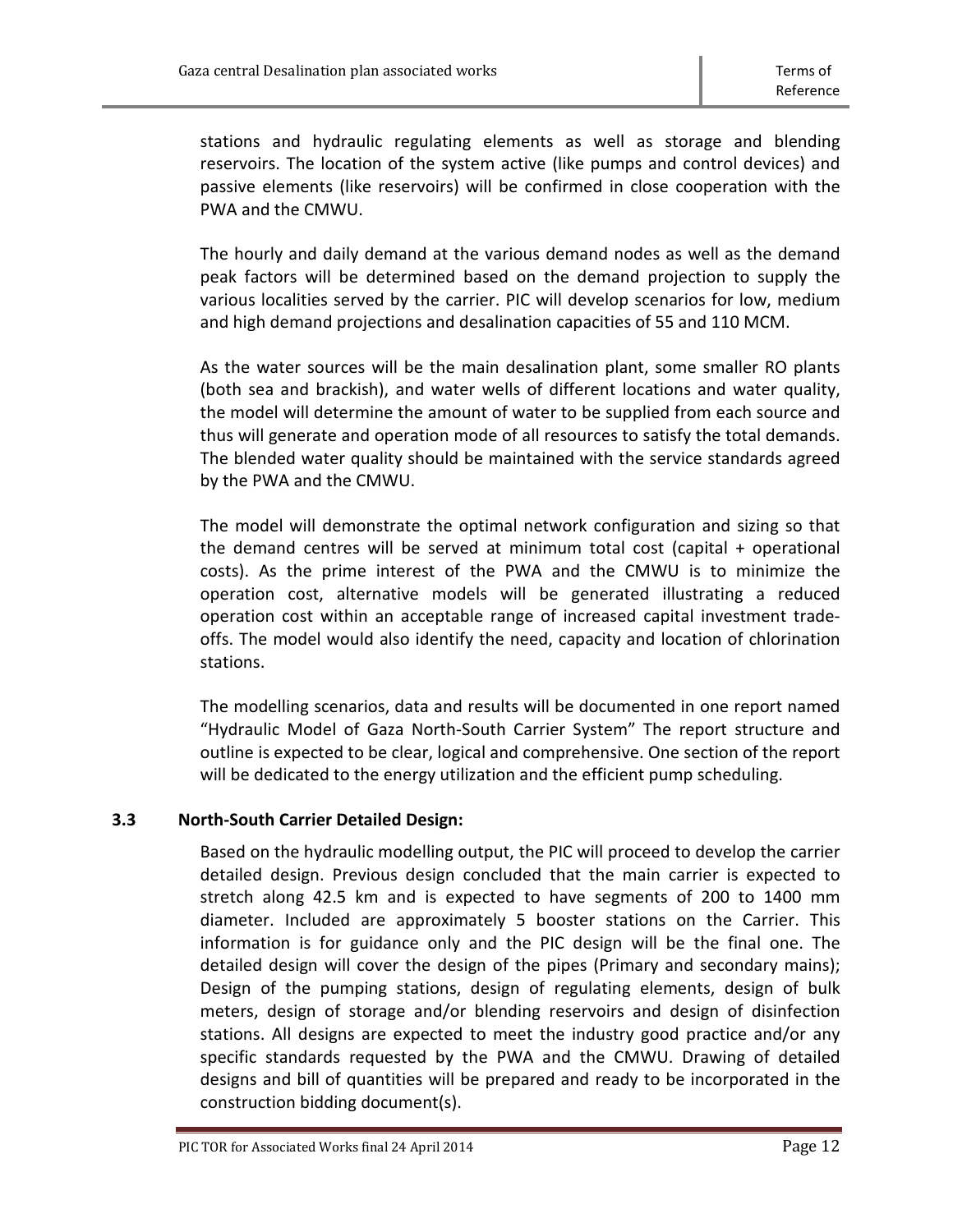stations and hydraulic regulating elements as well as storage and blending reservoirs. The location of the system active (like pumps and control devices) and passive elements (like reservoirs) will be confirmed in close cooperation with the PWA and the CMWU.

The hourly and daily demand at the various demand nodes as well as the demand peak factors will be determined based on the demand projection to supply the various localities served by the carrier. PIC will develop scenarios for low, medium and high demand projections and desalination capacities of 55 and 110 MCM.

As the water sources will be the main desalination plant, some smaller RO plants (both sea and brackish), and water wells of different locations and water quality, the model will determine the amount of water to be supplied from each source and thus will generate and operation mode of all resources to satisfy the total demands. The blended water quality should be maintained with the service standards agreed by the PWA and the CMWU.

The model will demonstrate the optimal network configuration and sizing so that the demand centres will be served at minimum total cost (capital + operational costs). As the prime interest of the PWA and the CMWU is to minimize the operation cost, alternative models will be generated illustrating a reduced operation cost within an acceptable range of increased capital investment trade-offs. The model would also identify the need, capacity and location of chlorination stations.

The modelling scenarios, data and results will be documented in one report named "Hydraulic Model of Gaza North-South Carrier System" The report structure and outline is expected to be clear, logical and comprehensive. One section of the report will be dedicated to the energy utilization and the efficient pump scheduling.

### 3.3 North-South Carrier Detailed Design:

Based on the hydraulic modelling output, the PIC will proceed to develop the carrier detailed design. Previous design concluded that the main carrier is expected to stretch along 42.5 km and is expected to have segments of 200 to 1400 mm diameter. Included are approximately 5 booster stations on the Carrier. This information is for guidance only and the PIC design will be the final one. The detailed design will cover the design of the pipes (Primary and secondary mains); Design of the pumping stations, design of regulating elements, design of bulk meters, design of storage and/or blending reservoirs and design of disinfection stations. All designs are expected to meet the industry good practice and/or any specific standards requested by the PWA and the CMWU. Drawing of detailed designs and bill of quantities will be prepared and ready to be incorporated in the construction bidding document(s).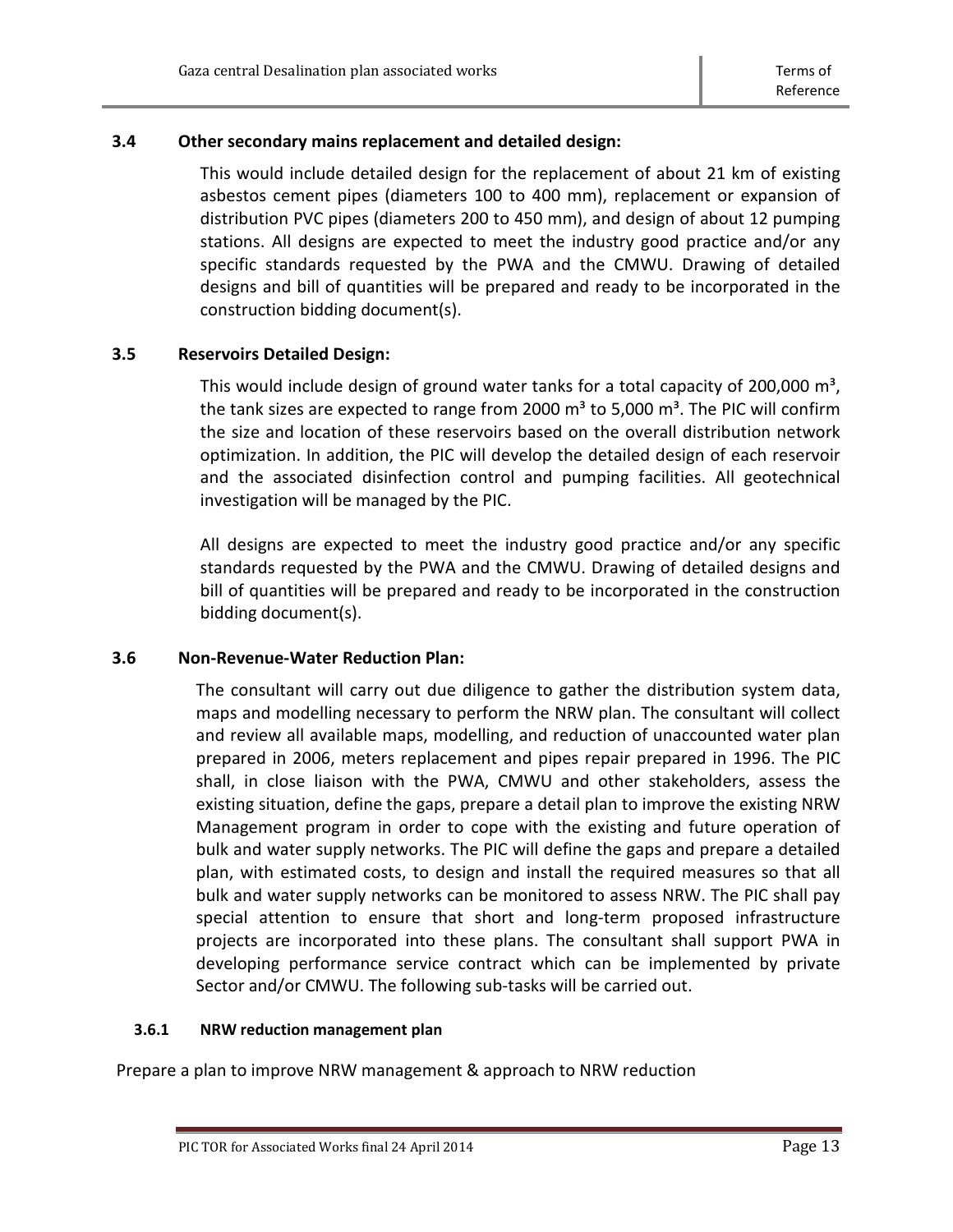### 3.4 Other secondary mains replacement and detailed design:

This would include detailed design for the replacement of about 21 km of existing asbestos cement pipes (diameters 100 to 400 mm), replacement or expansion of distribution PVC pipes (diameters 200 to 450 mm), and design of about 12 pumping stations. All designs are expected to meet the industry good practice and/or any specific standards requested by the PWA and the CMWU. Drawing of detailed designs and bill of quantities will be prepared and ready to be incorporated in the construction bidding document(s).

### 3.5 Reservoirs Detailed Design:

This would include design of ground water tanks for a total capacity of 200,000 m³, the tank sizes are expected to range from 2000 m³ to 5,000 m³. The PIC will confirm the size and location of these reservoirs based on the overall distribution network optimization. In addition, the PIC will develop the detailed design of each reservoir and the associated disinfection control and pumping facilities. All geotechnical investigation will be managed by the PIC.

All designs are expected to meet the industry good practice and/or any specific standards requested by the PWA and the CMWU. Drawing of detailed designs and bill of quantities will be prepared and ready to be incorporated in the construction bidding document(s).

### 3.6 Non-Revenue-Water Reduction Plan:

The consultant will carry out due diligence to gather the distribution system data, maps and modelling necessary to perform the NRW plan. The consultant will collect and review all available maps, modelling, and reduction of unaccounted water plan prepared in 2006, meters replacement and pipes repair prepared in 1996. The PIC shall, in close liaison with the PWA, CMWU and other stakeholders, assess the existing situation, define the gaps, prepare a detail plan to improve the existing NRW Management program in order to cope with the existing and future operation of bulk and water supply networks. The PIC will define the gaps and prepare a detailed plan, with estimated costs, to design and install the required measures so that all bulk and water supply networks can be monitored to assess NRW. The PIC shall pay special attention to ensure that short and long-term proposed infrastructure projects are incorporated into these plans. The consultant shall support PWA in developing performance service contract which can be implemented by private Sector and/or CMWU. The following sub-tasks will be carried out.

#### 3.6.1 NRW reduction management plan

Prepare a plan to improve NRW management & approach to NRW reduction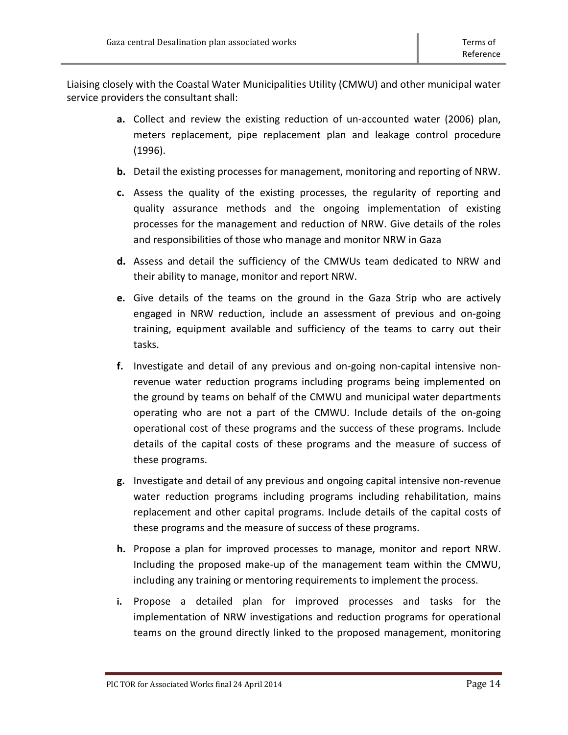Liaising closely with the Coastal Water Municipalities Utility (CMWU) and other municipal water service providers the consultant shall:

- **a.** Collect and review the existing reduction of un-accounted water (2006) plan, meters replacement, pipe replacement plan and leakage control procedure (1996).
- **b.** Detail the existing processes for management, monitoring and reporting of NRW.
- **c.** Assess the quality of the existing processes, the regularity of reporting and quality assurance methods and the ongoing implementation of existing processes for the management and reduction of NRW. Give details of the roles and responsibilities of those who manage and monitor NRW in Gaza
- **d.** Assess and detail the sufficiency of the CMWUs team dedicated to NRW and their ability to manage, monitor and report NRW.
- **e.** Give details of the teams on the ground in the Gaza Strip who are actively engaged in NRW reduction, include an assessment of previous and on-going training, equipment available and sufficiency of the teams to carry out their tasks.
- **f.** Investigate and detail of any previous and on-going non-capital intensive non-revenue water reduction programs including programs being implemented on the ground by teams on behalf of the CMWU and municipal water departments operating who are not a part of the CMWU. Include details of the on-going operational cost of these programs and the success of these programs. Include details of the capital costs of these programs and the measure of success of these programs.
- **g.** Investigate and detail of any previous and ongoing capital intensive non-revenue water reduction programs including programs including rehabilitation, mains replacement and other capital programs. Include details of the capital costs of these programs and the measure of success of these programs.
- **h.** Propose a plan for improved processes to manage, monitor and report NRW. Including the proposed make-up of the management team within the CMWU, including any training or mentoring requirements to implement the process.
- **i.** Propose a detailed plan for improved processes and tasks for the implementation of NRW investigations and reduction programs for operational teams on the ground directly linked to the proposed management, monitoring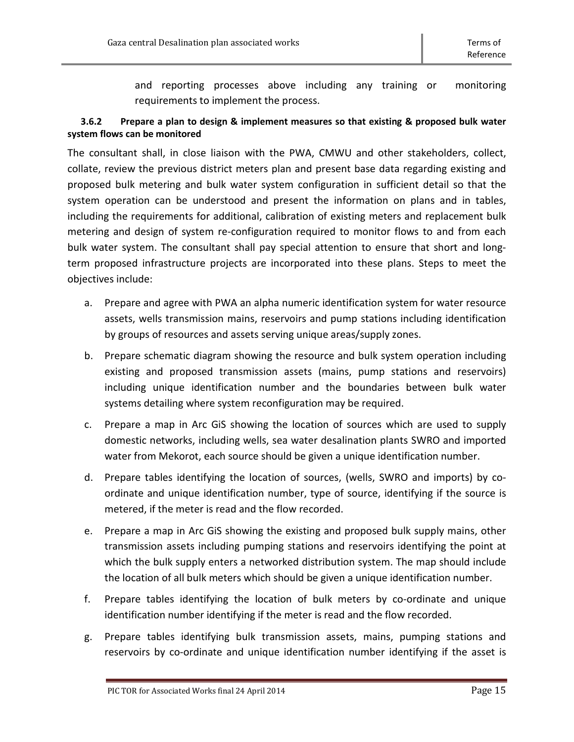and reporting processes above including any training or monitoring requirements to implement the process.

### 3.6.2 Prepare a plan to design & implement measures so that existing & proposed bulk water system flows can be monitored

The consultant shall, in close liaison with the PWA, CMWU and other stakeholders, collect, collate, review the previous district meters plan and present base data regarding existing and proposed bulk metering and bulk water system configuration in sufficient detail so that the system operation can be understood and present the information on plans and in tables, including the requirements for additional, calibration of existing meters and replacement bulk metering and design of system re-configuration required to monitor flows to and from each bulk water system. The consultant shall pay special attention to ensure that short and long-term proposed infrastructure projects are incorporated into these plans. Steps to meet the objectives include:

a. Prepare and agree with PWA an alpha numeric identification system for water resource assets, wells transmission mains, reservoirs and pump stations including identification by groups of resources and assets serving unique areas/supply zones.

b. Prepare schematic diagram showing the resource and bulk system operation including existing and proposed transmission assets (mains, pump stations and reservoirs) including unique identification number and the boundaries between bulk water systems detailing where system reconfiguration may be required.

c. Prepare a map in Arc GiS showing the location of sources which are used to supply domestic networks, including wells, sea water desalination plants SWRO and imported water from Mekorot, each source should be given a unique identification number.

d. Prepare tables identifying the location of sources, (wells, SWRO and imports) by co-ordinate and unique identification number, type of source, identifying if the source is metered, if the meter is read and the flow recorded.

e. Prepare a map in Arc GiS showing the existing and proposed bulk supply mains, other transmission assets including pumping stations and reservoirs identifying the point at which the bulk supply enters a networked distribution system. The map should include the location of all bulk meters which should be given a unique identification number.

f. Prepare tables identifying the location of bulk meters by co-ordinate and unique identification number identifying if the meter is read and the flow recorded.

g. Prepare tables identifying bulk transmission assets, mains, pumping stations and reservoirs by co-ordinate and unique identification number identifying if the asset is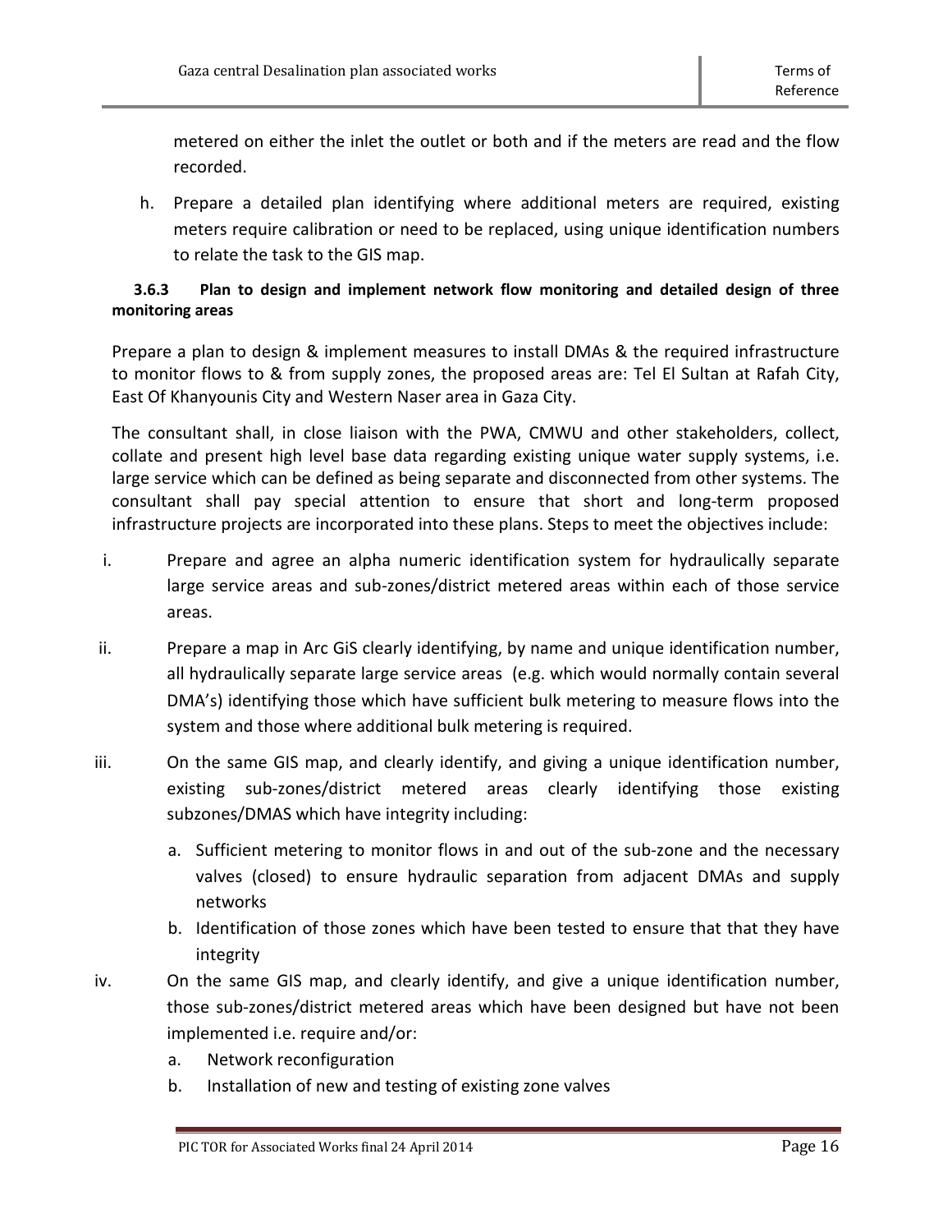metered on either the inlet the outlet or both and if the meters are read and the flow recorded.

h. Prepare a detailed plan identifying where additional meters are required, existing meters require calibration or need to be replaced, using unique identification numbers to relate the task to the GIS map.

#### 3.6.3 Plan to design and implement network flow monitoring and detailed design of three monitoring areas

Prepare a plan to design & implement measures to install DMAs & the required infrastructure to monitor flows to & from supply zones, the proposed areas are: Tel El Sultan at Rafah City, East Of Khanyounis City and Western Naser area in Gaza City.

The consultant shall, in close liaison with the PWA, CMWU and other stakeholders, collect, collate and present high level base data regarding existing unique water supply systems, i.e. large service which can be defined as being separate and disconnected from other systems. The consultant shall pay special attention to ensure that short and long-term proposed infrastructure projects are incorporated into these plans. Steps to meet the objectives include:

i. Prepare and agree an alpha numeric identification system for hydraulically separate large service areas and sub-zones/district metered areas within each of those service areas.

ii. Prepare a map in Arc GiS clearly identifying, by name and unique identification number, all hydraulically separate large service areas (e.g. which would normally contain several DMA's) identifying those which have sufficient bulk metering to measure flows into the system and those where additional bulk metering is required.

iii. On the same GIS map, and clearly identify, and giving a unique identification number, existing sub-zones/district metered areas clearly identifying those existing subzones/DMAS which have integrity including:

   a. Sufficient metering to monitor flows in and out of the sub-zone and the necessary valves (closed) to ensure hydraulic separation from adjacent DMAs and supply networks
   b. Identification of those zones which have been tested to ensure that that they have integrity

iv. On the same GIS map, and clearly identify, and give a unique identification number, those sub-zones/district metered areas which have been designed but have not been implemented i.e. require and/or:

   a. Network reconfiguration
   b. Installation of new and testing of existing zone valves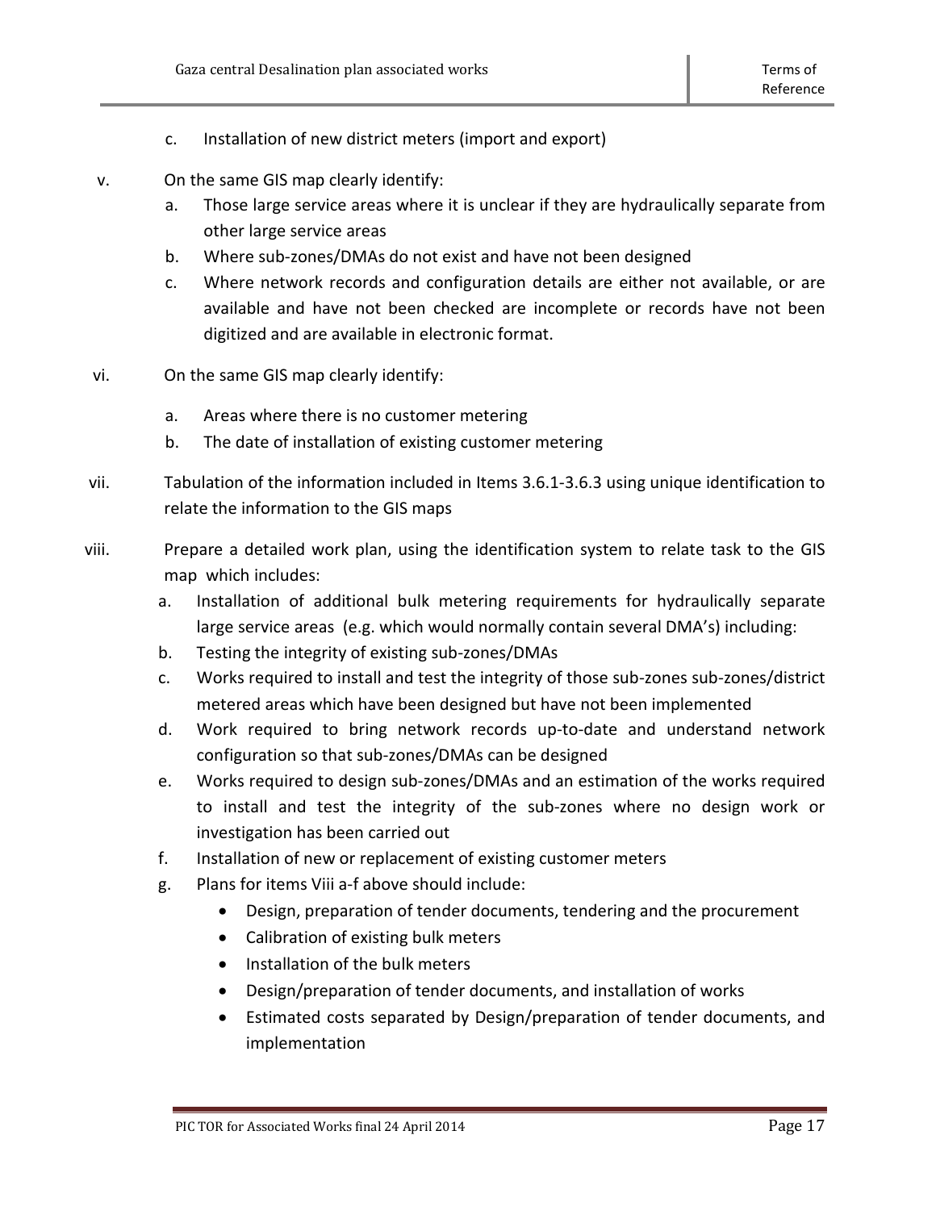c. Installation of new district meters (import and export)

v. On the same GIS map clearly identify:
   a. Those large service areas where it is unclear if they are hydraulically separate from other large service areas
   b. Where sub-zones/DMAs do not exist and have not been designed
   c. Where network records and configuration details are either not available, or are available and have not been checked are incomplete or records have not been digitized and are available in electronic format.

vi. On the same GIS map clearly identify:
   a. Areas where there is no customer metering
   b. The date of installation of existing customer metering

vii. Tabulation of the information included in Items 3.6.1-3.6.3 using unique identification to relate the information to the GIS maps

viii. Prepare a detailed work plan, using the identification system to relate task to the GIS map which includes:
   a. Installation of additional bulk metering requirements for hydraulically separate large service areas (e.g. which would normally contain several DMA's) including:
   b. Testing the integrity of existing sub-zones/DMAs
   c. Works required to install and test the integrity of those sub-zones sub-zones/district metered areas which have been designed but have not been implemented
   d. Work required to bring network records up-to-date and understand network configuration so that sub-zones/DMAs can be designed
   e. Works required to design sub-zones/DMAs and an estimation of the works required to install and test the integrity of the sub-zones where no design work or investigation has been carried out
   f. Installation of new or replacement of existing customer meters
   g. Plans for items Viii a-f above should include:
      - Design, preparation of tender documents, tendering and the procurement
      - Calibration of existing bulk meters
      - Installation of the bulk meters
      - Design/preparation of tender documents, and installation of works
      - Estimated costs separated by Design/preparation of tender documents, and implementation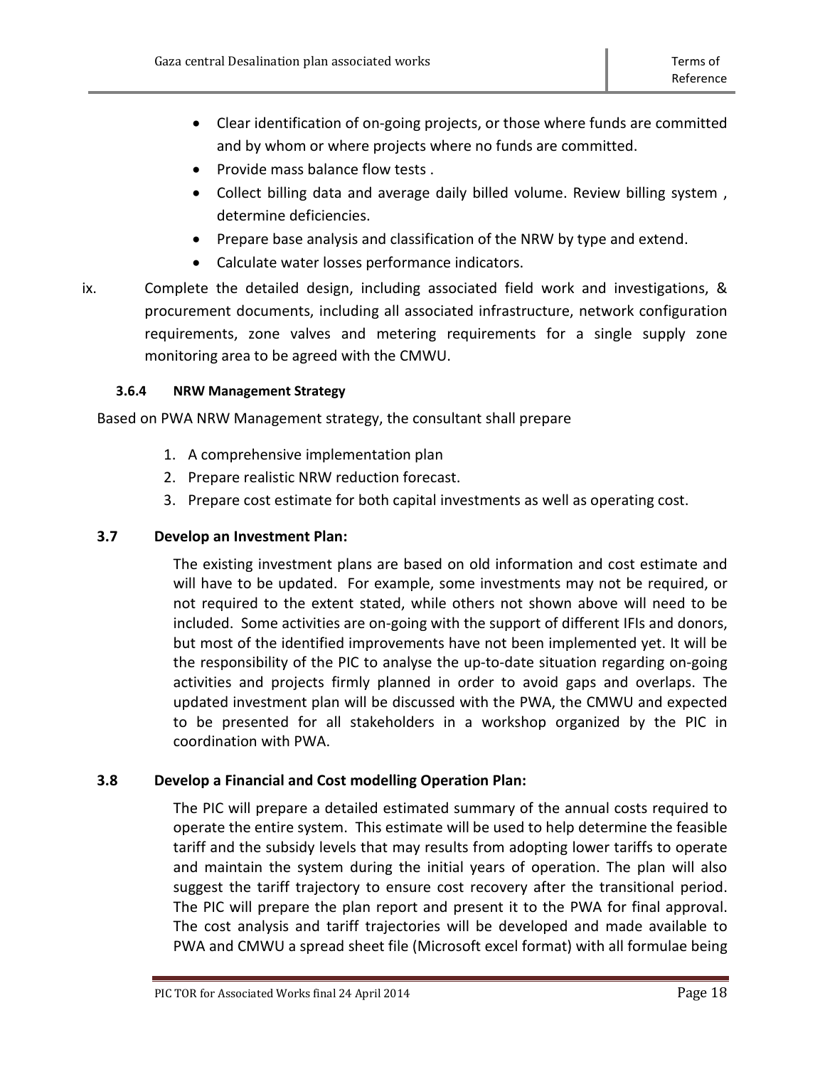- Clear identification of on-going projects, or those where funds are committed and by whom or where projects where no funds are committed.
- Provide mass balance flow tests .
- Collect billing data and average daily billed volume. Review billing system , determine deficiencies.
- Prepare base analysis and classification of the NRW by type and extend.
- Calculate water losses performance indicators.

ix. Complete the detailed design, including associated field work and investigations, & procurement documents, including all associated infrastructure, network configuration requirements, zone valves and metering requirements for a single supply zone monitoring area to be agreed with the CMWU.

#### 3.6.4 NRW Management Strategy

Based on PWA NRW Management strategy, the consultant shall prepare

1. A comprehensive implementation plan
2. Prepare realistic NRW reduction forecast.
3. Prepare cost estimate for both capital investments as well as operating cost.

### 3.7 Develop an Investment Plan:

The existing investment plans are based on old information and cost estimate and will have to be updated. For example, some investments may not be required, or not required to the extent stated, while others not shown above will need to be included. Some activities are on-going with the support of different IFIs and donors, but most of the identified improvements have not been implemented yet. It will be the responsibility of the PIC to analyse the up-to-date situation regarding on-going activities and projects firmly planned in order to avoid gaps and overlaps. The updated investment plan will be discussed with the PWA, the CMWU and expected to be presented for all stakeholders in a workshop organized by the PIC in coordination with PWA.

### 3.8 Develop a Financial and Cost modelling Operation Plan:

The PIC will prepare a detailed estimated summary of the annual costs required to operate the entire system. This estimate will be used to help determine the feasible tariff and the subsidy levels that may results from adopting lower tariffs to operate and maintain the system during the initial years of operation. The plan will also suggest the tariff trajectory to ensure cost recovery after the transitional period. The PIC will prepare the plan report and present it to the PWA for final approval. The cost analysis and tariff trajectories will be developed and made available to PWA and CMWU a spread sheet file (Microsoft excel format) with all formulae being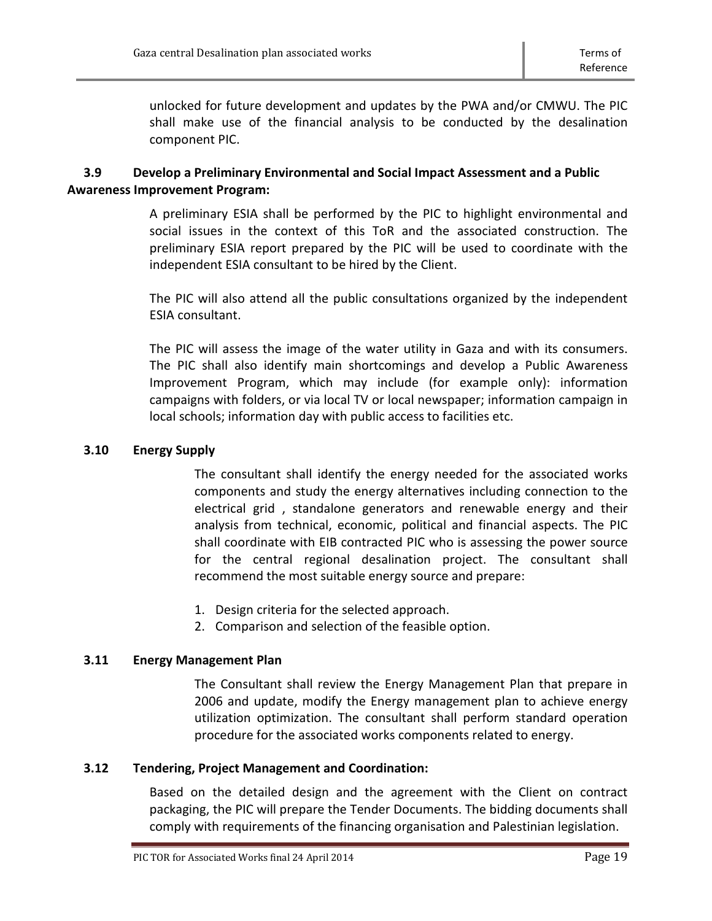unlocked for future development and updates by the PWA and/or CMWU. The PIC shall make use of the financial analysis to be conducted by the desalination component PIC.

### 3.9 Develop a Preliminary Environmental and Social Impact Assessment and a Public Awareness Improvement Program:

A preliminary ESIA shall be performed by the PIC to highlight environmental and social issues in the context of this ToR and the associated construction. The preliminary ESIA report prepared by the PIC will be used to coordinate with the independent ESIA consultant to be hired by the Client.

The PIC will also attend all the public consultations organized by the independent ESIA consultant.

The PIC will assess the image of the water utility in Gaza and with its consumers. The PIC shall also identify main shortcomings and develop a Public Awareness Improvement Program, which may include (for example only): information campaigns with folders, or via local TV or local newspaper; information campaign in local schools; information day with public access to facilities etc.

### 3.10 Energy Supply

The consultant shall identify the energy needed for the associated works components and study the energy alternatives including connection to the electrical grid , standalone generators and renewable energy and their analysis from technical, economic, political and financial aspects. The PIC shall coordinate with EIB contracted PIC who is assessing the power source for the central regional desalination project. The consultant shall recommend the most suitable energy source and prepare:

1. Design criteria for the selected approach.
2. Comparison and selection of the feasible option.

### 3.11 Energy Management Plan

The Consultant shall review the Energy Management Plan that prepare in 2006 and update, modify the Energy management plan to achieve energy utilization optimization. The consultant shall perform standard operation procedure for the associated works components related to energy.

### 3.12 Tendering, Project Management and Coordination:

Based on the detailed design and the agreement with the Client on contract packaging, the PIC will prepare the Tender Documents. The bidding documents shall comply with requirements of the financing organisation and Palestinian legislation.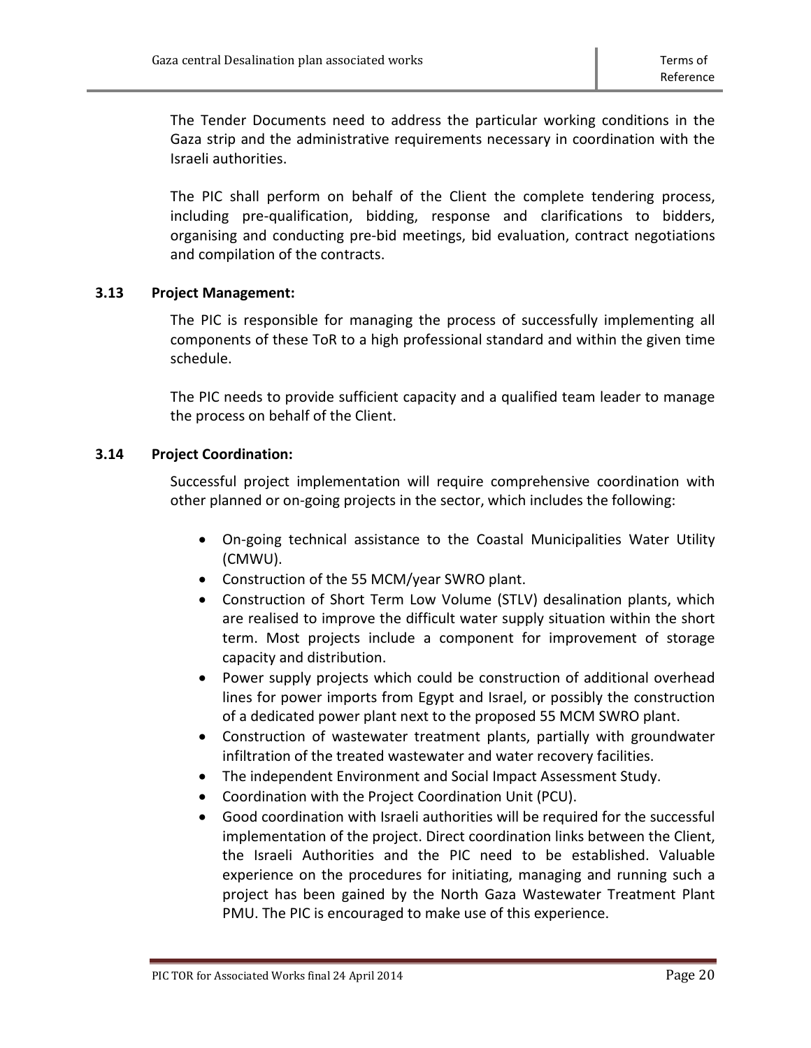The Tender Documents need to address the particular working conditions in the Gaza strip and the administrative requirements necessary in coordination with the Israeli authorities.

The PIC shall perform on behalf of the Client the complete tendering process, including pre-qualification, bidding, response and clarifications to bidders, organising and conducting pre-bid meetings, bid evaluation, contract negotiations and compilation of the contracts.

### 3.13 Project Management:

The PIC is responsible for managing the process of successfully implementing all components of these ToR to a high professional standard and within the given time schedule.

The PIC needs to provide sufficient capacity and a qualified team leader to manage the process on behalf of the Client.

### 3.14 Project Coordination:

Successful project implementation will require comprehensive coordination with other planned or on-going projects in the sector, which includes the following:

- On-going technical assistance to the Coastal Municipalities Water Utility (CMWU).
- Construction of the 55 MCM/year SWRO plant.
- Construction of Short Term Low Volume (STLV) desalination plants, which are realised to improve the difficult water supply situation within the short term. Most projects include a component for improvement of storage capacity and distribution.
- Power supply projects which could be construction of additional overhead lines for power imports from Egypt and Israel, or possibly the construction of a dedicated power plant next to the proposed 55 MCM SWRO plant.
- Construction of wastewater treatment plants, partially with groundwater infiltration of the treated wastewater and water recovery facilities.
- The independent Environment and Social Impact Assessment Study.
- Coordination with the Project Coordination Unit (PCU).
- Good coordination with Israeli authorities will be required for the successful implementation of the project. Direct coordination links between the Client, the Israeli Authorities and the PIC need to be established. Valuable experience on the procedures for initiating, managing and running such a project has been gained by the North Gaza Wastewater Treatment Plant PMU. The PIC is encouraged to make use of this experience.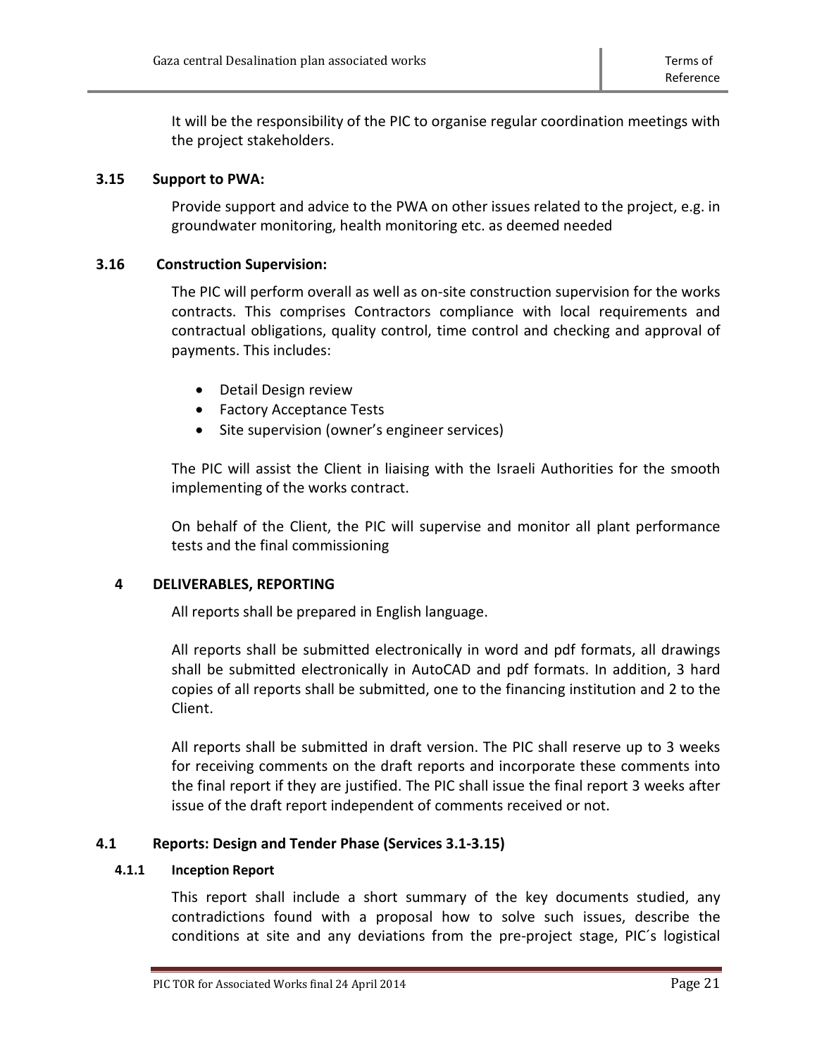It will be the responsibility of the PIC to organise regular coordination meetings with the project stakeholders.

### 3.15 Support to PWA:

Provide support and advice to the PWA on other issues related to the project, e.g. in groundwater monitoring, health monitoring etc. as deemed needed

### 3.16 Construction Supervision:

The PIC will perform overall as well as on-site construction supervision for the works contracts. This comprises Contractors compliance with local requirements and contractual obligations, quality control, time control and checking and approval of payments. This includes:

- Detail Design review
- Factory Acceptance Tests
- Site supervision (owner's engineer services)

The PIC will assist the Client in liaising with the Israeli Authorities for the smooth implementing of the works contract.

On behalf of the Client, the PIC will supervise and monitor all plant performance tests and the final commissioning

## 4 DELIVERABLES, REPORTING

All reports shall be prepared in English language.

All reports shall be submitted electronically in word and pdf formats, all drawings shall be submitted electronically in AutoCAD and pdf formats. In addition, 3 hard copies of all reports shall be submitted, one to the financing institution and 2 to the Client.

All reports shall be submitted in draft version. The PIC shall reserve up to 3 weeks for receiving comments on the draft reports and incorporate these comments into the final report if they are justified. The PIC shall issue the final report 3 weeks after issue of the draft report independent of comments received or not.

### 4.1 Reports: Design and Tender Phase (Services 3.1-3.15)

#### 4.1.1 Inception Report

This report shall include a short summary of the key documents studied, any contradictions found with a proposal how to solve such issues, describe the conditions at site and any deviations from the pre-project stage, PIC´s logistical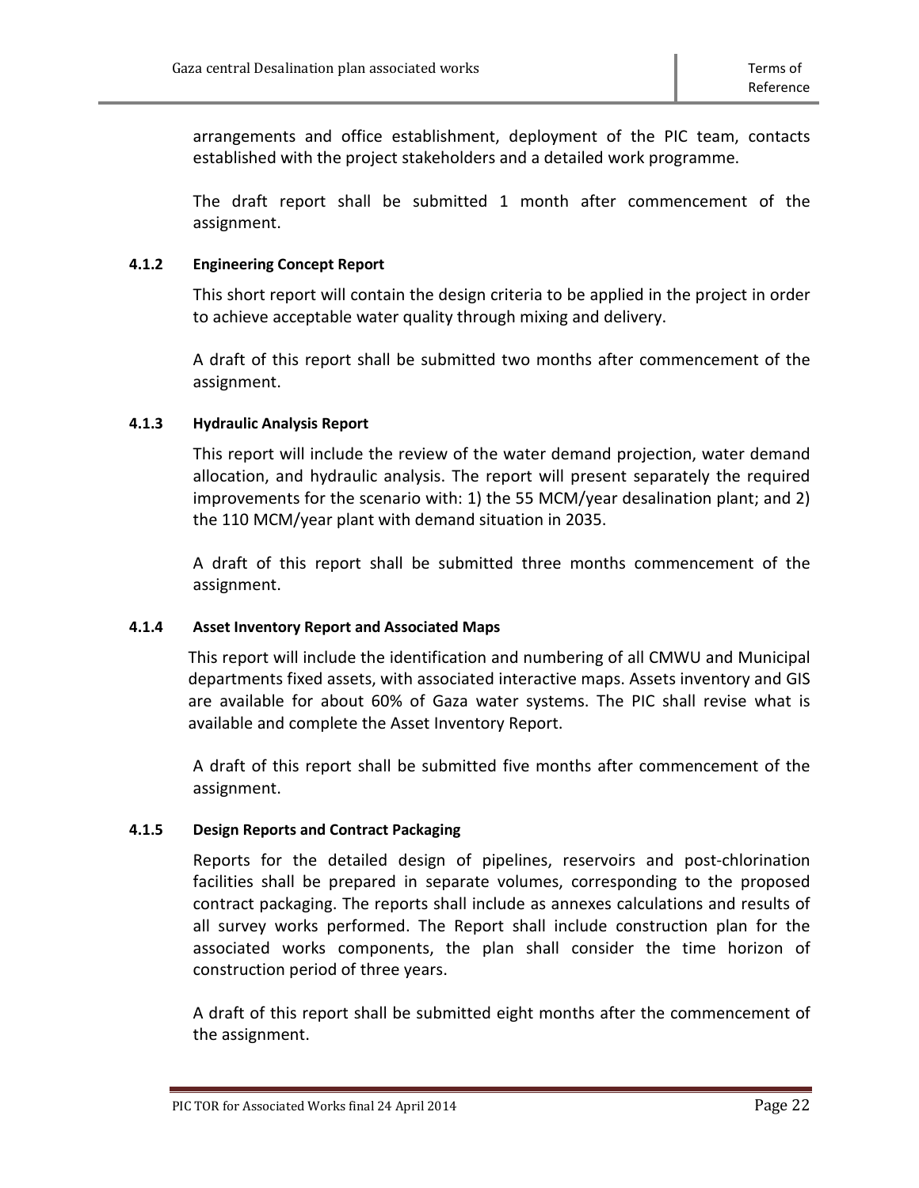arrangements and office establishment, deployment of the PIC team, contacts established with the project stakeholders and a detailed work programme.

The draft report shall be submitted 1 month after commencement of the assignment.

#### 4.1.2 Engineering Concept Report

This short report will contain the design criteria to be applied in the project in order to achieve acceptable water quality through mixing and delivery.

A draft of this report shall be submitted two months after commencement of the assignment.

#### 4.1.3 Hydraulic Analysis Report

This report will include the review of the water demand projection, water demand allocation, and hydraulic analysis. The report will present separately the required improvements for the scenario with: 1) the 55 MCM/year desalination plant; and 2) the 110 MCM/year plant with demand situation in 2035.

A draft of this report shall be submitted three months commencement of the assignment.

#### 4.1.4 Asset Inventory Report and Associated Maps

This report will include the identification and numbering of all CMWU and Municipal departments fixed assets, with associated interactive maps. Assets inventory and GIS are available for about 60% of Gaza water systems. The PIC shall revise what is available and complete the Asset Inventory Report.

A draft of this report shall be submitted five months after commencement of the assignment.

#### 4.1.5 Design Reports and Contract Packaging

Reports for the detailed design of pipelines, reservoirs and post-chlorination facilities shall be prepared in separate volumes, corresponding to the proposed contract packaging. The reports shall include as annexes calculations and results of all survey works performed. The Report shall include construction plan for the associated works components, the plan shall consider the time horizon of construction period of three years.

A draft of this report shall be submitted eight months after the commencement of the assignment.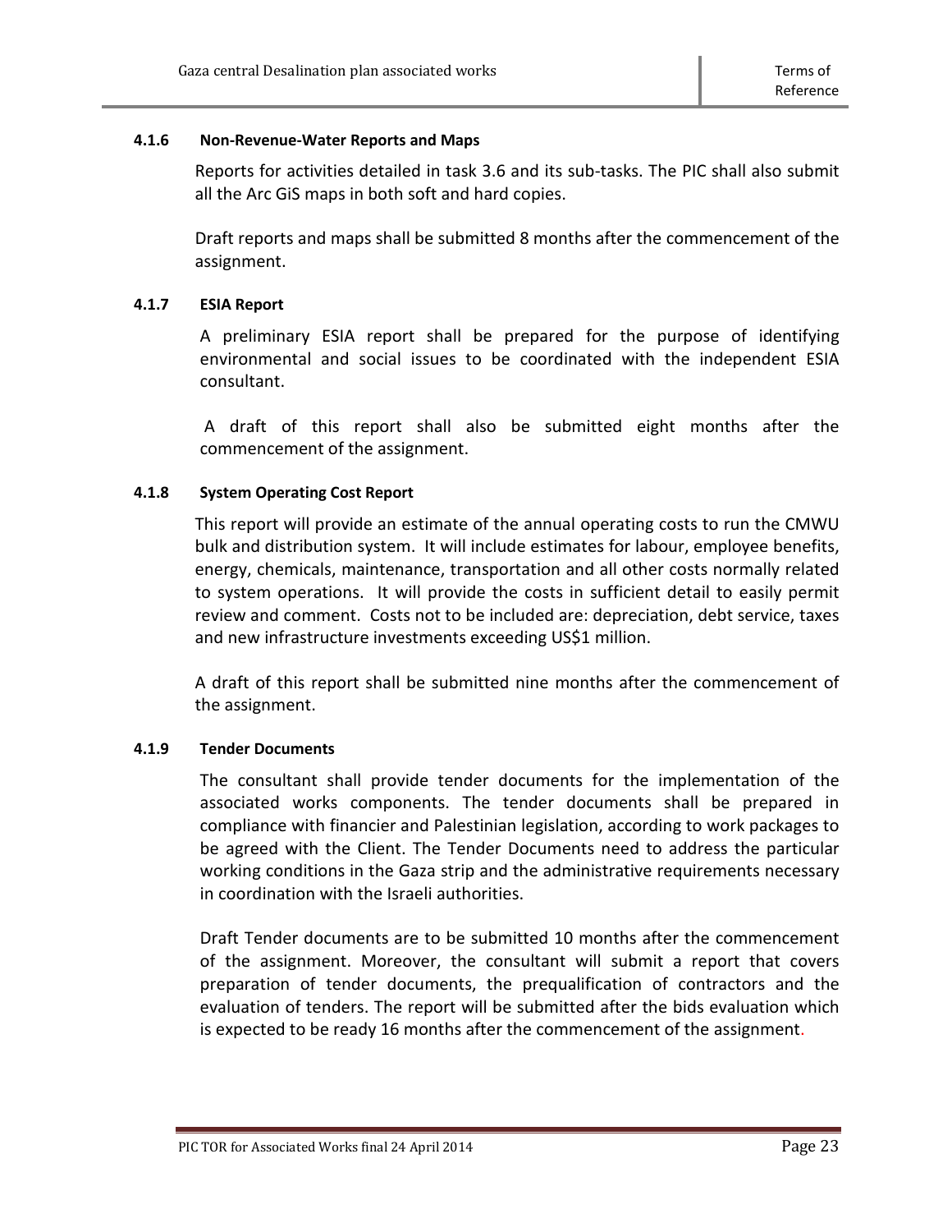#### 4.1.6 Non-Revenue-Water Reports and Maps

Reports for activities detailed in task 3.6 and its sub-tasks. The PIC shall also submit all the Arc GiS maps in both soft and hard copies.

Draft reports and maps shall be submitted 8 months after the commencement of the assignment.

#### 4.1.7 ESIA Report

A preliminary ESIA report shall be prepared for the purpose of identifying environmental and social issues to be coordinated with the independent ESIA consultant.

A draft of this report shall also be submitted eight months after the commencement of the assignment.

#### 4.1.8 System Operating Cost Report

This report will provide an estimate of the annual operating costs to run the CMWU bulk and distribution system. It will include estimates for labour, employee benefits, energy, chemicals, maintenance, transportation and all other costs normally related to system operations. It will provide the costs in sufficient detail to easily permit review and comment. Costs not to be included are: depreciation, debt service, taxes and new infrastructure investments exceeding US$1 million.

A draft of this report shall be submitted nine months after the commencement of the assignment.

#### 4.1.9 Tender Documents

The consultant shall provide tender documents for the implementation of the associated works components. The tender documents shall be prepared in compliance with financier and Palestinian legislation, according to work packages to be agreed with the Client. The Tender Documents need to address the particular working conditions in the Gaza strip and the administrative requirements necessary in coordination with the Israeli authorities.

Draft Tender documents are to be submitted 10 months after the commencement of the assignment. Moreover, the consultant will submit a report that covers preparation of tender documents, the prequalification of contractors and the evaluation of tenders. The report will be submitted after the bids evaluation which is expected to be ready 16 months after the commencement of the assignment.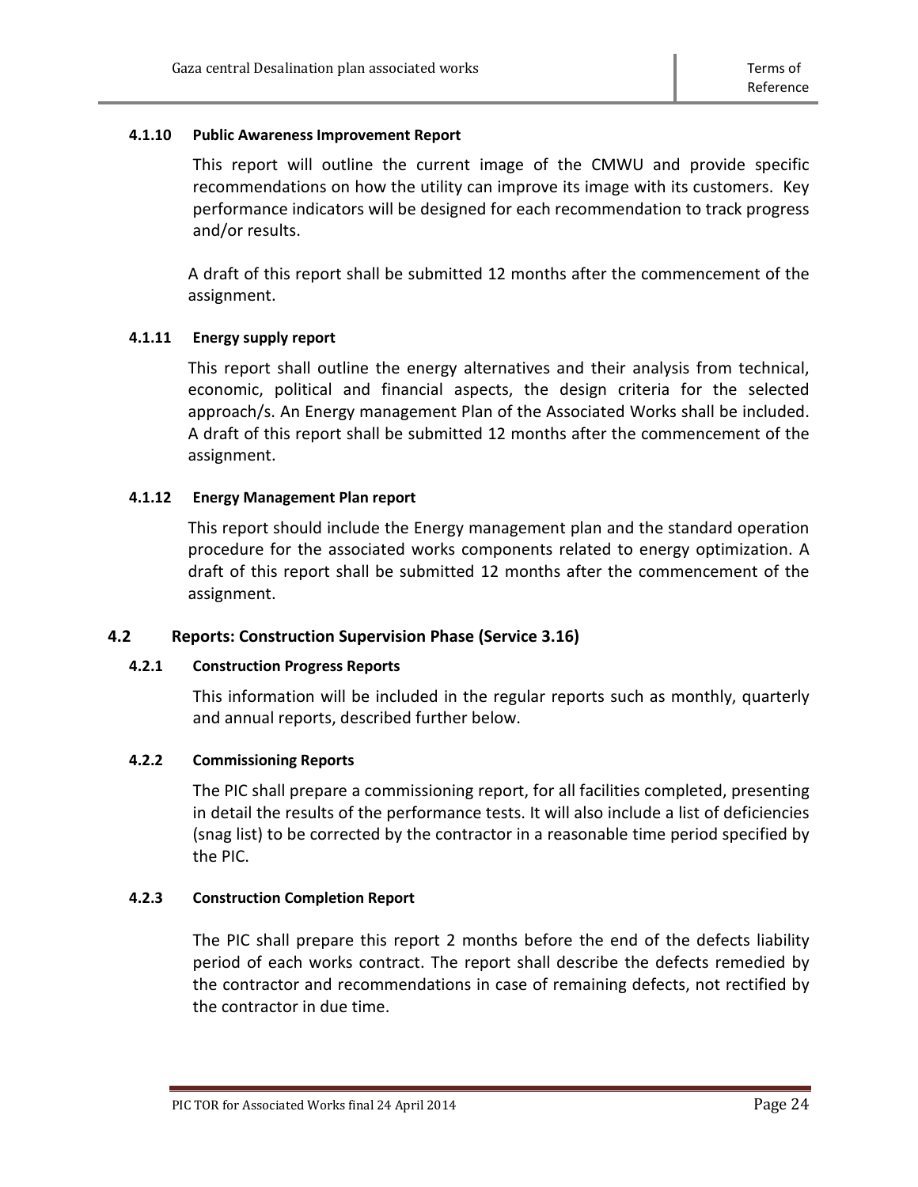#### 4.1.10 Public Awareness Improvement Report

This report will outline the current image of the CMWU and provide specific recommendations on how the utility can improve its image with its customers. Key performance indicators will be designed for each recommendation to track progress and/or results.

A draft of this report shall be submitted 12 months after the commencement of the assignment.

#### 4.1.11 Energy supply report

This report shall outline the energy alternatives and their analysis from technical, economic, political and financial aspects, the design criteria for the selected approach/s. An Energy management Plan of the Associated Works shall be included. A draft of this report shall be submitted 12 months after the commencement of the assignment.

#### 4.1.12 Energy Management Plan report

This report should include the Energy management plan and the standard operation procedure for the associated works components related to energy optimization. A draft of this report shall be submitted 12 months after the commencement of the assignment.

### 4.2 Reports: Construction Supervision Phase (Service 3.16)

#### 4.2.1 Construction Progress Reports

This information will be included in the regular reports such as monthly, quarterly and annual reports, described further below.

#### 4.2.2 Commissioning Reports

The PIC shall prepare a commissioning report, for all facilities completed, presenting in detail the results of the performance tests. It will also include a list of deficiencies (snag list) to be corrected by the contractor in a reasonable time period specified by the PIC.

#### 4.2.3 Construction Completion Report

The PIC shall prepare this report 2 months before the end of the defects liability period of each works contract. The report shall describe the defects remedied by the contractor and recommendations in case of remaining defects, not rectified by the contractor in due time.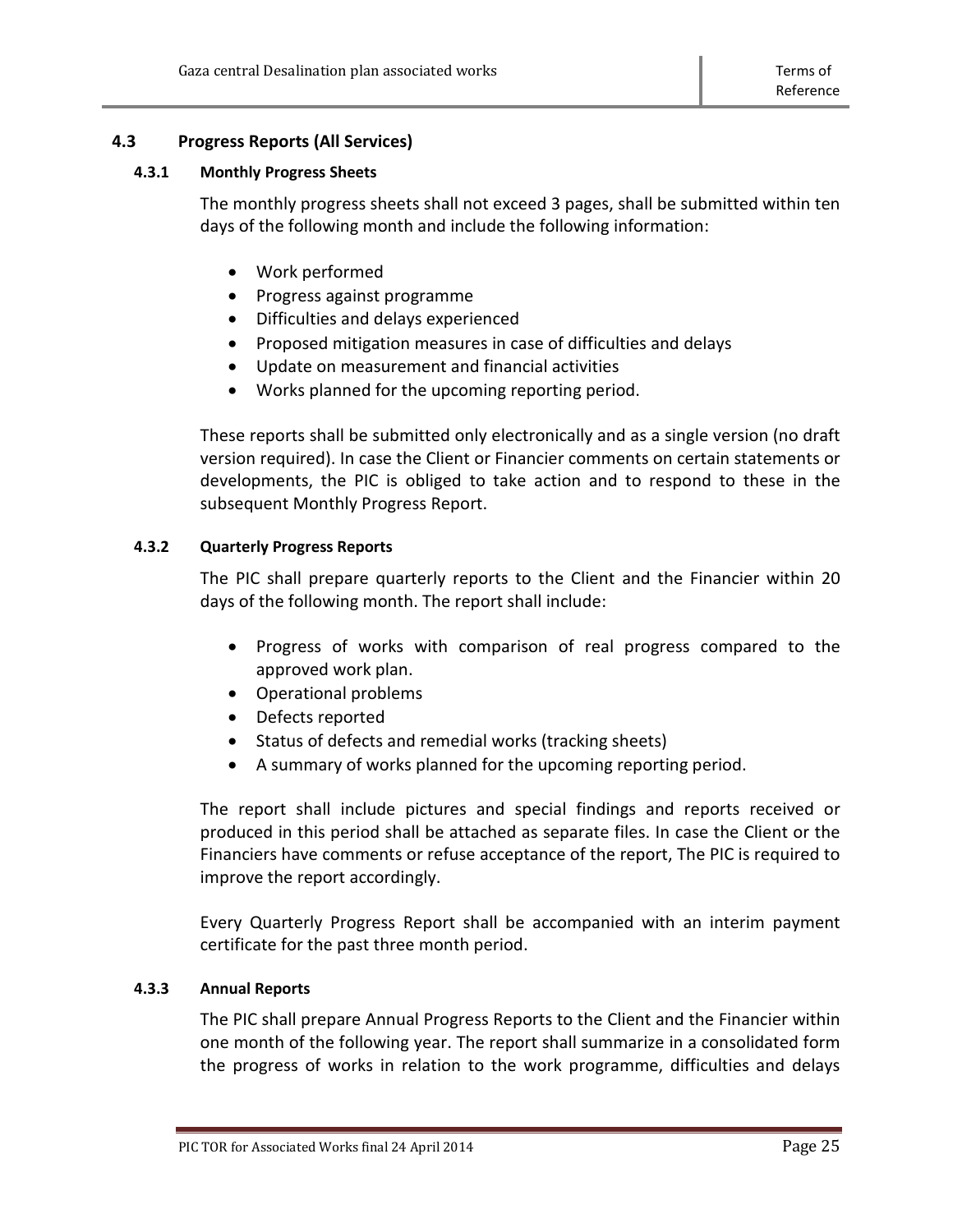## 4.3 Progress Reports (All Services)

### 4.3.1 Monthly Progress Sheets

The monthly progress sheets shall not exceed 3 pages, shall be submitted within ten days of the following month and include the following information:

- Work performed
- Progress against programme
- Difficulties and delays experienced
- Proposed mitigation measures in case of difficulties and delays
- Update on measurement and financial activities
- Works planned for the upcoming reporting period.

These reports shall be submitted only electronically and as a single version (no draft version required). In case the Client or Financier comments on certain statements or developments, the PIC is obliged to take action and to respond to these in the subsequent Monthly Progress Report.

### 4.3.2 Quarterly Progress Reports

The PIC shall prepare quarterly reports to the Client and the Financier within 20 days of the following month. The report shall include:

- Progress of works with comparison of real progress compared to the approved work plan.
- Operational problems
- Defects reported
- Status of defects and remedial works (tracking sheets)
- A summary of works planned for the upcoming reporting period.

The report shall include pictures and special findings and reports received or produced in this period shall be attached as separate files. In case the Client or the Financiers have comments or refuse acceptance of the report, The PIC is required to improve the report accordingly.

Every Quarterly Progress Report shall be accompanied with an interim payment certificate for the past three month period.

### 4.3.3 Annual Reports

The PIC shall prepare Annual Progress Reports to the Client and the Financier within one month of the following year. The report shall summarize in a consolidated form the progress of works in relation to the work programme, difficulties and delays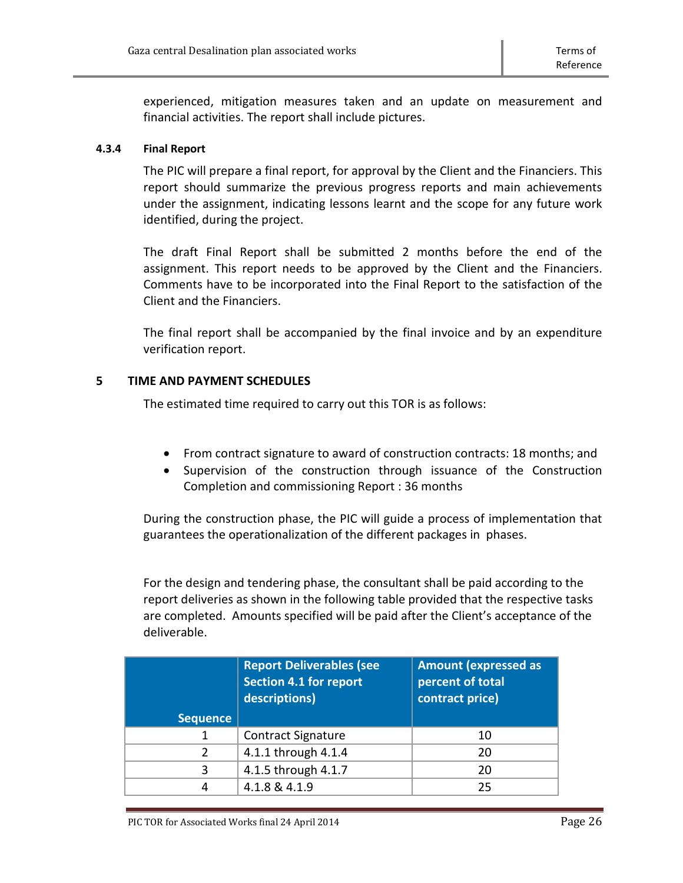experienced, mitigation measures taken and an update on measurement and financial activities. The report shall include pictures.

#### 4.3.4 Final Report

The PIC will prepare a final report, for approval by the Client and the Financiers. This report should summarize the previous progress reports and main achievements under the assignment, indicating lessons learnt and the scope for any future work identified, during the project.

The draft Final Report shall be submitted 2 months before the end of the assignment. This report needs to be approved by the Client and the Financiers. Comments have to be incorporated into the Final Report to the satisfaction of the Client and the Financiers.

The final report shall be accompanied by the final invoice and by an expenditure verification report.

## 5 TIME AND PAYMENT SCHEDULES

The estimated time required to carry out this TOR is as follows:

- From contract signature to award of construction contracts: 18 months; and
- Supervision of the construction through issuance of the Construction Completion and commissioning Report : 36 months

During the construction phase, the PIC will guide a process of implementation that guarantees the operationalization of the different packages in phases.

For the design and tendering phase, the consultant shall be paid according to the report deliveries as shown in the following table provided that the respective tasks are completed. Amounts specified will be paid after the Client's acceptance of the deliverable.

| Sequence | Report Deliverables (see Section 4.1 for report descriptions) | Amount (expressed as percent of total contract price) |
|---|---|---|
| 1 | Contract Signature | 10 |
| 2 | 4.1.1 through 4.1.4 | 20 |
| 3 | 4.1.5 through 4.1.7 | 20 |
| 4 | 4.1.8 & 4.1.9 | 25 |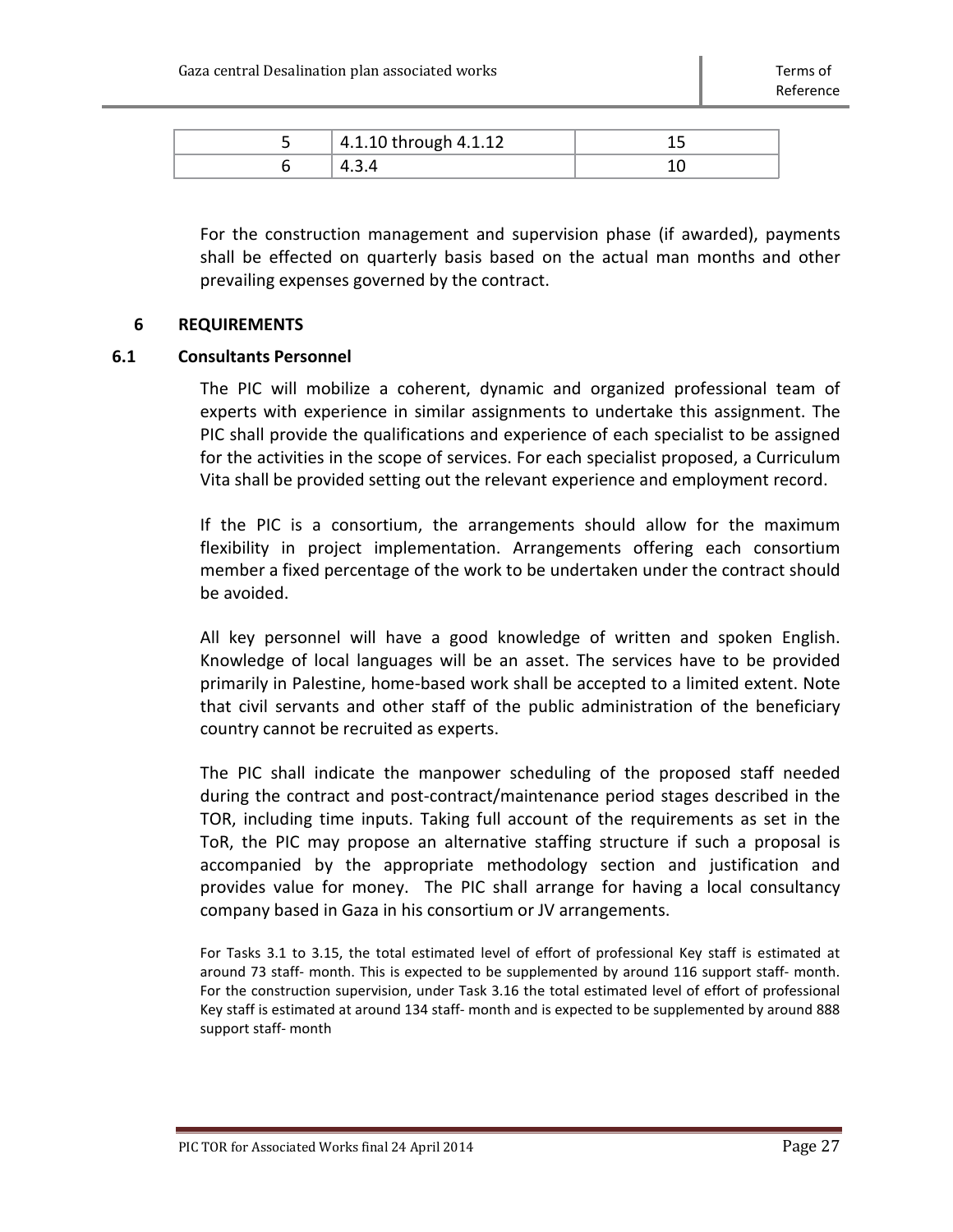| 5 | 4.1.10 through 4.1.12 | 15 |
|---|---|---|
| 6 | 4.3.4 | 10 |

For the construction management and supervision phase (if awarded), payments shall be effected on quarterly basis based on the actual man months and other prevailing expenses governed by the contract.

## 6 REQUIREMENTS

### 6.1 Consultants Personnel

The PIC will mobilize a coherent, dynamic and organized professional team of experts with experience in similar assignments to undertake this assignment. The PIC shall provide the qualifications and experience of each specialist to be assigned for the activities in the scope of services. For each specialist proposed, a Curriculum Vita shall be provided setting out the relevant experience and employment record.

If the PIC is a consortium, the arrangements should allow for the maximum flexibility in project implementation. Arrangements offering each consortium member a fixed percentage of the work to be undertaken under the contract should be avoided.

All key personnel will have a good knowledge of written and spoken English. Knowledge of local languages will be an asset. The services have to be provided primarily in Palestine, home-based work shall be accepted to a limited extent. Note that civil servants and other staff of the public administration of the beneficiary country cannot be recruited as experts.

The PIC shall indicate the manpower scheduling of the proposed staff needed during the contract and post-contract/maintenance period stages described in the TOR, including time inputs. Taking full account of the requirements as set in the ToR, the PIC may propose an alternative staffing structure if such a proposal is accompanied by the appropriate methodology section and justification and provides value for money. The PIC shall arrange for having a local consultancy company based in Gaza in his consortium or JV arrangements.

For Tasks 3.1 to 3.15, the total estimated level of effort of professional Key staff is estimated at around 73 staff- month. This is expected to be supplemented by around 116 support staff- month. For the construction supervision, under Task 3.16 the total estimated level of effort of professional Key staff is estimated at around 134 staff- month and is expected to be supplemented by around 888 support staff- month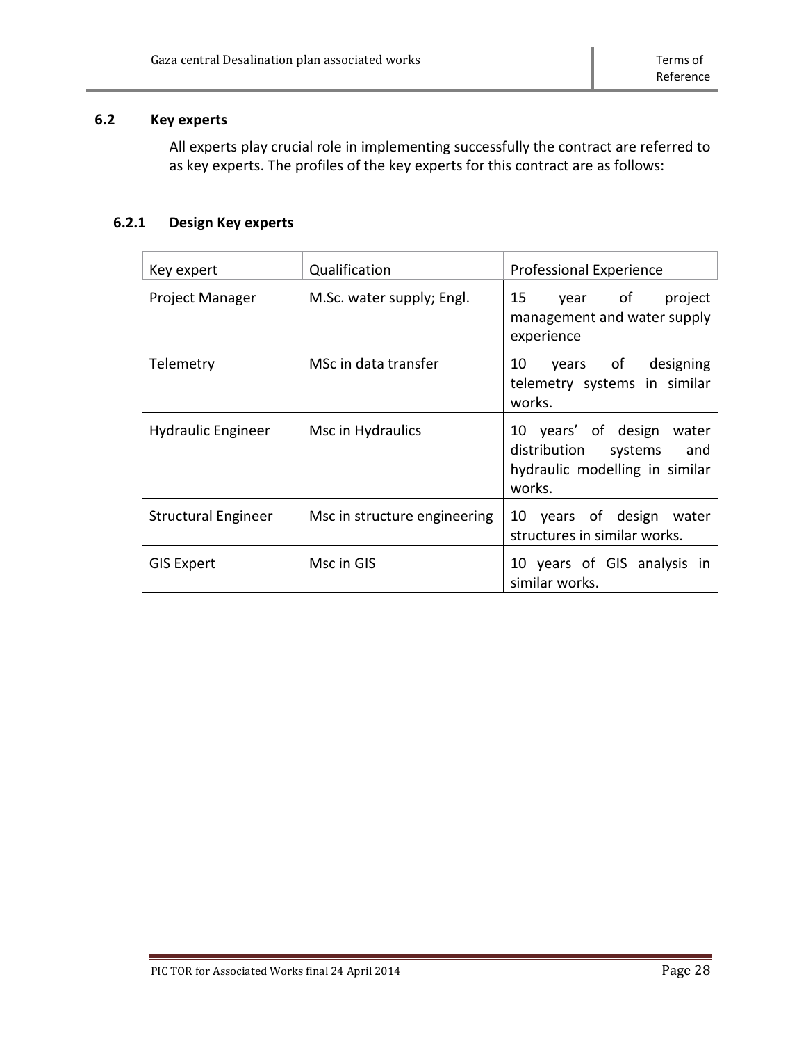### 6.2 Key experts

All experts play crucial role in implementing successfully the contract are referred to as key experts. The profiles of the key experts for this contract are as follows:

#### 6.2.1 Design Key experts

| Key expert | Qualification | Professional Experience |
|---|---|---|
| Project Manager | M.Sc. water supply; Engl. | 15 year of project management and water supply experience |
| Telemetry | MSc in data transfer | 10 years of designing telemetry systems in similar works. |
| Hydraulic Engineer | Msc in Hydraulics | 10 years' of design water distribution systems and hydraulic modelling in similar works. |
| Structural Engineer | Msc in structure engineering | 10 years of design water structures in similar works. |
| GIS Expert | Msc in GIS | 10 years of GIS analysis in similar works. |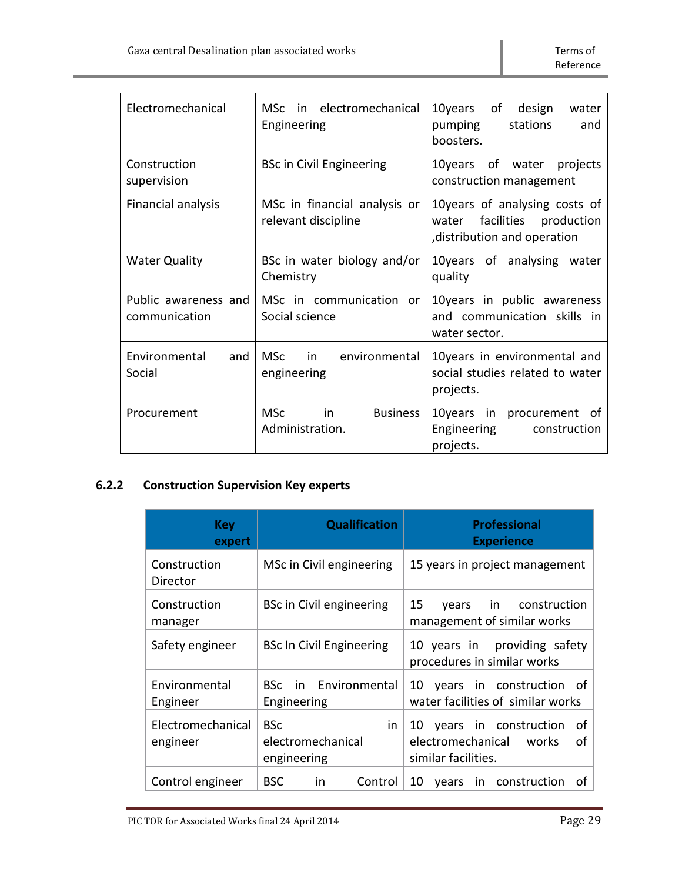| | | |
|---|---|---|
| Electromechanical | MSc in electromechanical Engineering | 10years of design water pumping stations and boosters. |
| Construction supervision | BSc in Civil Engineering | 10years of water projects construction management |
| Financial analysis | MSc in financial analysis or relevant discipline | 10years of analysing costs of water facilities production ,distribution and operation |
| Water Quality | BSc in water biology and/or Chemistry | 10years of analysing water quality |
| Public awareness and communication | MSc in communication or Social science | 10years in public awareness and communication skills in water sector. |
| Environmental and Social | MSc in environmental engineering | 10years in environmental and social studies related to water projects. |
| Procurement | MSc in Business Administration. | 10years in procurement of Engineering construction projects. |

### 6.2.2 Construction Supervision Key experts

| Key expert | Qualification | Professional Experience |
|---|---|---|
| Construction Director | MSc in Civil engineering | 15 years in project management |
| Construction manager | BSc in Civil engineering | 15 years in construction management of similar works |
| Safety engineer | BSc In Civil Engineering | 10 years in providing safety procedures in similar works |
| Environmental Engineer | BSc in Environmental Engineering | 10 years in construction of water facilities of similar works |
| Electromechanical engineer | BSc in electromechanical engineering | 10 years in construction of electromechanical works of similar facilities. |
| Control engineer | BSC in Control | 10 years in construction of |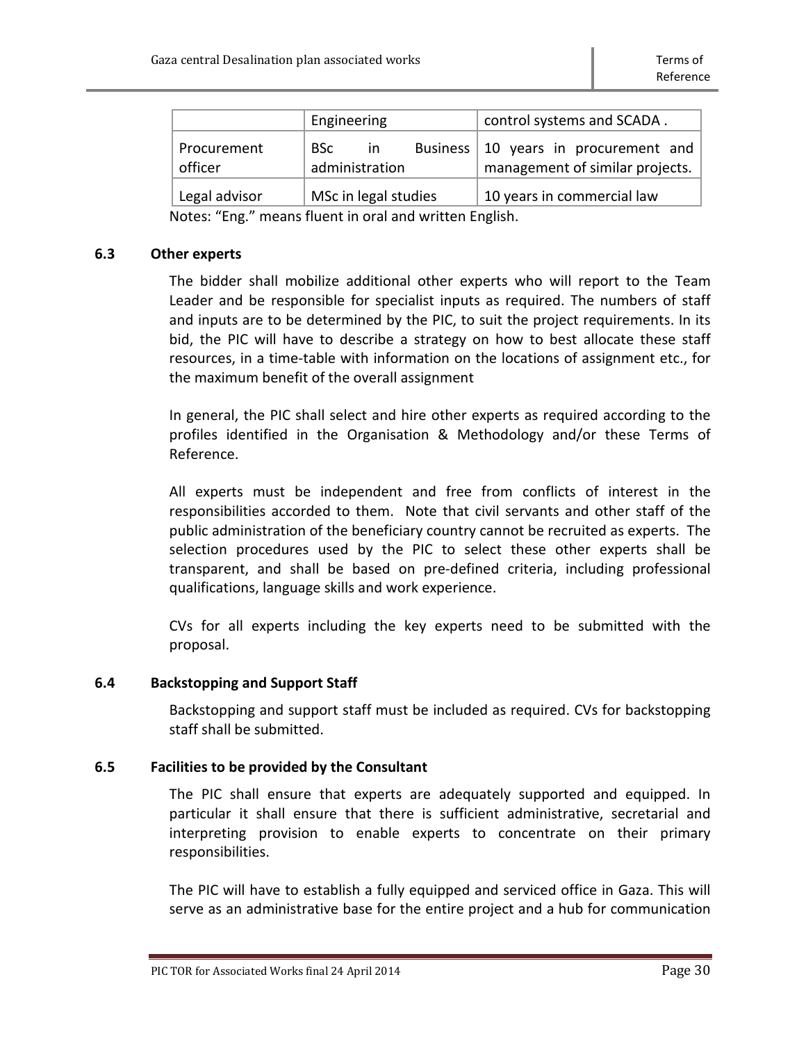|  | Engineering | control systems and SCADA . |
|---|---|---|
| Procurement officer | BSc in Business administration | 10 years in procurement and management of similar projects. |
| Legal advisor | MSc in legal studies | 10 years in commercial law |

Notes: "Eng." means fluent in oral and written English.

### 6.3 Other experts

The bidder shall mobilize additional other experts who will report to the Team Leader and be responsible for specialist inputs as required. The numbers of staff and inputs are to be determined by the PIC, to suit the project requirements. In its bid, the PIC will have to describe a strategy on how to best allocate these staff resources, in a time-table with information on the locations of assignment etc., for the maximum benefit of the overall assignment

In general, the PIC shall select and hire other experts as required according to the profiles identified in the Organisation & Methodology and/or these Terms of Reference.

All experts must be independent and free from conflicts of interest in the responsibilities accorded to them. Note that civil servants and other staff of the public administration of the beneficiary country cannot be recruited as experts. The selection procedures used by the PIC to select these other experts shall be transparent, and shall be based on pre-defined criteria, including professional qualifications, language skills and work experience.

CVs for all experts including the key experts need to be submitted with the proposal.

### 6.4 Backstopping and Support Staff

Backstopping and support staff must be included as required. CVs for backstopping staff shall be submitted.

### 6.5 Facilities to be provided by the Consultant

The PIC shall ensure that experts are adequately supported and equipped. In particular it shall ensure that there is sufficient administrative, secretarial and interpreting provision to enable experts to concentrate on their primary responsibilities.

The PIC will have to establish a fully equipped and serviced office in Gaza. This will serve as an administrative base for the entire project and a hub for communication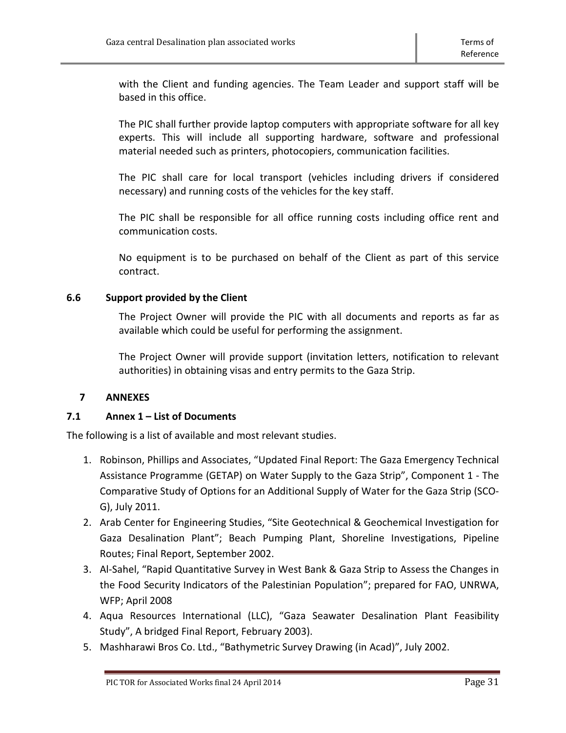with the Client and funding agencies. The Team Leader and support staff will be based in this office.

The PIC shall further provide laptop computers with appropriate software for all key experts. This will include all supporting hardware, software and professional material needed such as printers, photocopiers, communication facilities.

The PIC shall care for local transport (vehicles including drivers if considered necessary) and running costs of the vehicles for the key staff.

The PIC shall be responsible for all office running costs including office rent and communication costs.

No equipment is to be purchased on behalf of the Client as part of this service contract.

### 6.6 Support provided by the Client

The Project Owner will provide the PIC with all documents and reports as far as available which could be useful for performing the assignment.

The Project Owner will provide support (invitation letters, notification to relevant authorities) in obtaining visas and entry permits to the Gaza Strip.

## 7 ANNEXES

### 7.1 Annex 1 – List of Documents

The following is a list of available and most relevant studies.

1. Robinson, Phillips and Associates, "Updated Final Report: The Gaza Emergency Technical Assistance Programme (GETAP) on Water Supply to the Gaza Strip", Component 1 - The Comparative Study of Options for an Additional Supply of Water for the Gaza Strip (SCO-G), July 2011.
2. Arab Center for Engineering Studies, "Site Geotechnical & Geochemical Investigation for Gaza Desalination Plant"; Beach Pumping Plant, Shoreline Investigations, Pipeline Routes; Final Report, September 2002.
3. Al-Sahel, "Rapid Quantitative Survey in West Bank & Gaza Strip to Assess the Changes in the Food Security Indicators of the Palestinian Population"; prepared for FAO, UNRWA, WFP; April 2008
4. Aqua Resources International (LLC), "Gaza Seawater Desalination Plant Feasibility Study", A bridged Final Report, February 2003).
5. Mashharawi Bros Co. Ltd., "Bathymetric Survey Drawing (in Acad)", July 2002.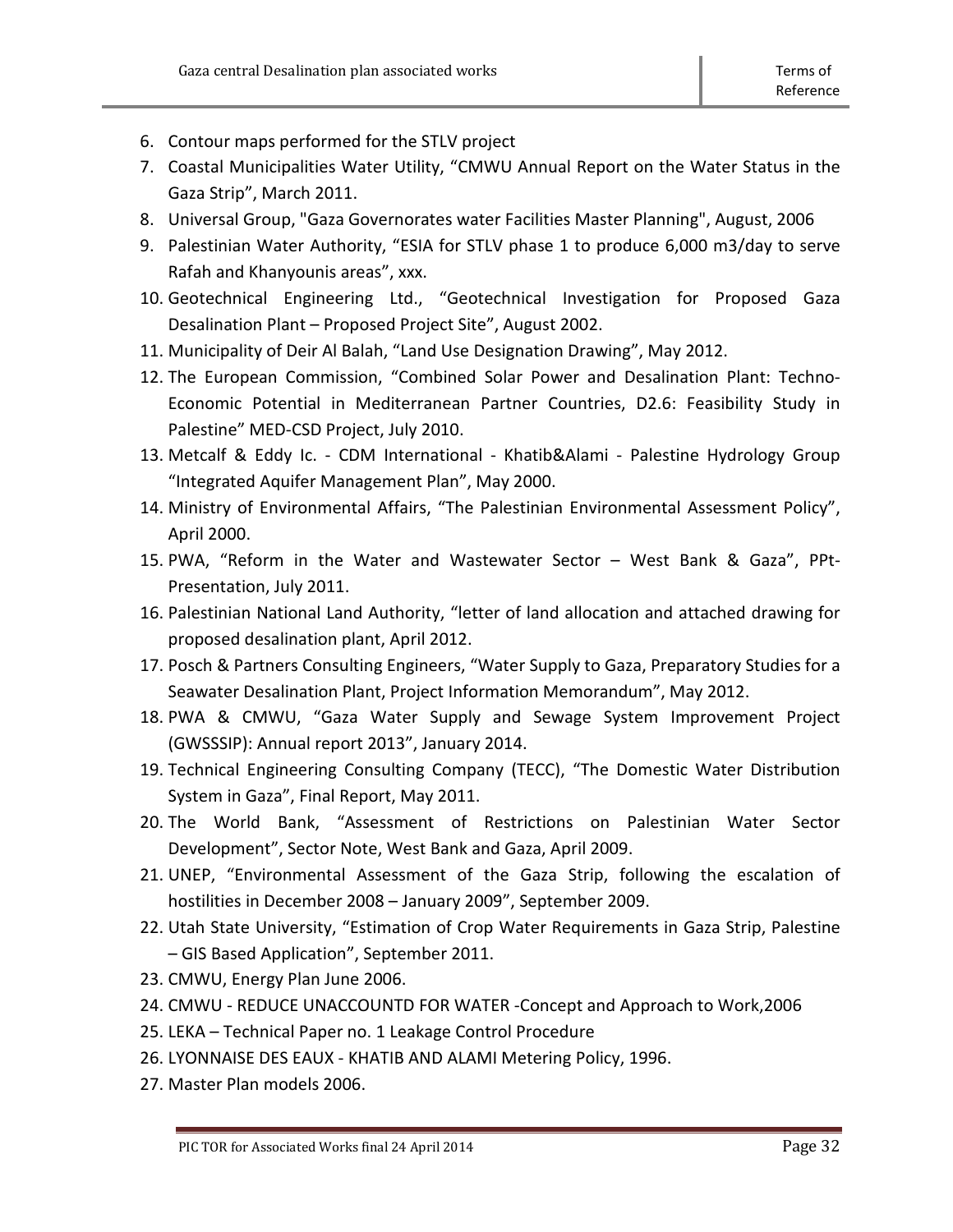6. Contour maps performed for the STLV project
7. Coastal Municipalities Water Utility, “CMWU Annual Report on the Water Status in the Gaza Strip”, March 2011.
8. Universal Group, "Gaza Governorates water Facilities Master Planning", August, 2006
9. Palestinian Water Authority, “ESIA for STLV phase 1 to produce 6,000 m3/day to serve Rafah and Khanyounis areas”, xxx.
10. Geotechnical Engineering Ltd., “Geotechnical Investigation for Proposed Gaza Desalination Plant – Proposed Project Site”, August 2002.
11. Municipality of Deir Al Balah, “Land Use Designation Drawing”, May 2012.
12. The European Commission, “Combined Solar Power and Desalination Plant: Techno-Economic Potential in Mediterranean Partner Countries, D2.6: Feasibility Study in Palestine” MED-CSD Project, July 2010.
13. Metcalf & Eddy Ic. - CDM International - Khatib&Alami - Palestine Hydrology Group “Integrated Aquifer Management Plan”, May 2000.
14. Ministry of Environmental Affairs, “The Palestinian Environmental Assessment Policy”, April 2000.
15. PWA, “Reform in the Water and Wastewater Sector – West Bank & Gaza”, PPt-Presentation, July 2011.
16. Palestinian National Land Authority, “letter of land allocation and attached drawing for proposed desalination plant, April 2012.
17. Posch & Partners Consulting Engineers, “Water Supply to Gaza, Preparatory Studies for a Seawater Desalination Plant, Project Information Memorandum”, May 2012.
18. PWA & CMWU, “Gaza Water Supply and Sewage System Improvement Project (GWSSSIP): Annual report 2013”, January 2014.
19. Technical Engineering Consulting Company (TECC), “The Domestic Water Distribution System in Gaza”, Final Report, May 2011.
20. The World Bank, “Assessment of Restrictions on Palestinian Water Sector Development”, Sector Note, West Bank and Gaza, April 2009.
21. UNEP, “Environmental Assessment of the Gaza Strip, following the escalation of hostilities in December 2008 – January 2009”, September 2009.
22. Utah State University, “Estimation of Crop Water Requirements in Gaza Strip, Palestine – GIS Based Application”, September 2011.
23. CMWU, Energy Plan June 2006.
24. CMWU - REDUCE UNACCOUNTD FOR WATER -Concept and Approach to Work,2006
25. LEKA – Technical Paper no. 1 Leakage Control Procedure
26. LYONNAISE DES EAUX - KHATIB AND ALAMI Metering Policy, 1996.
27. Master Plan models 2006.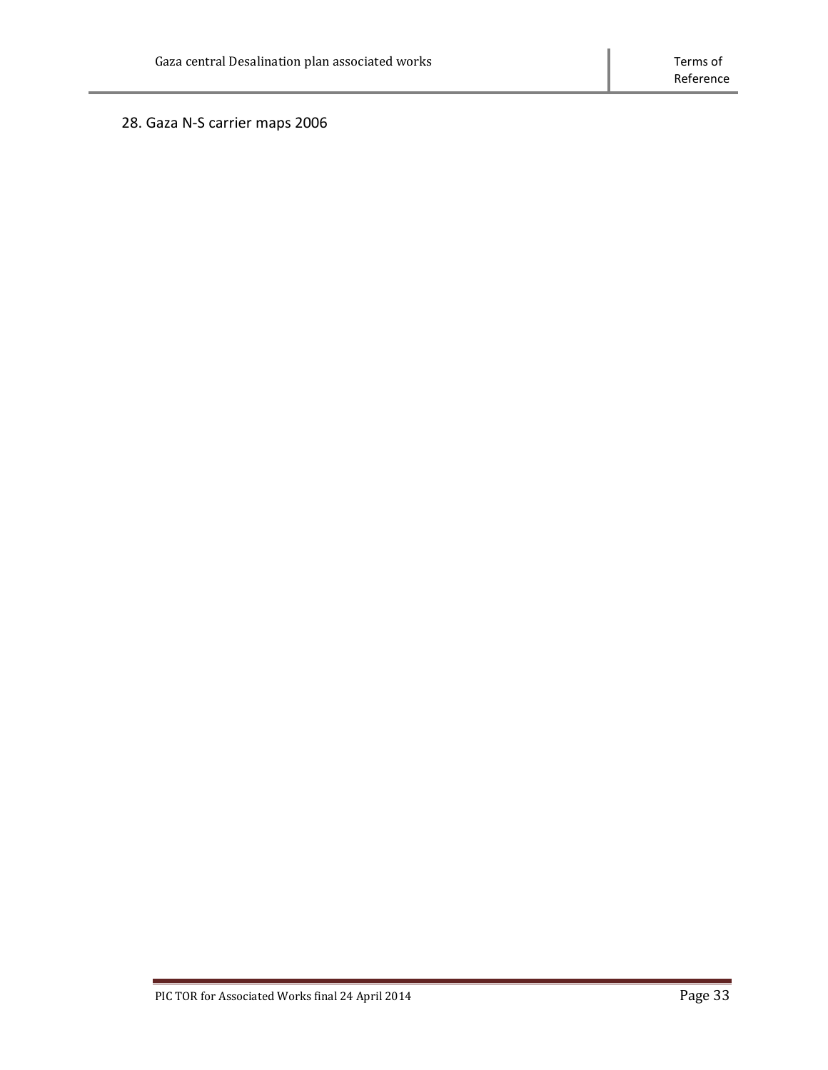28. Gaza N-S carrier maps 2006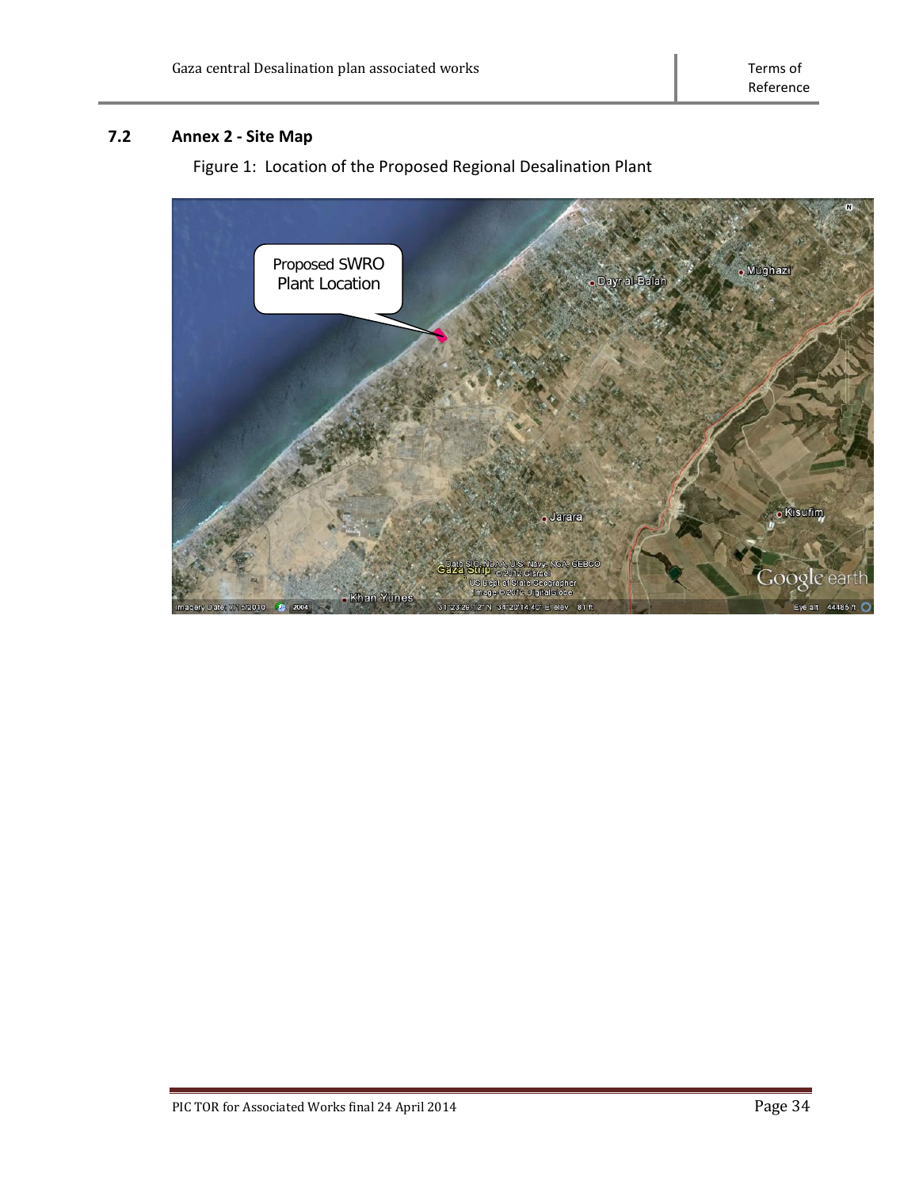## 7.2 Annex 2 - Site Map

Figure 1: Location of the Proposed Regional Desalination Plant

Proposed SWRO Plant Location

Dayr al-Balah

Mughazi

Jarara

Kisufim

Khan Yunes

Gaza Strip

Data SIO, NOAA, U.S. Navy, NGA, GEBCO
© 2012 Cnes/Spot Image
US Dept of State Geographer
Image © 2012 DigitalGlobe

Google earth

Imagery Date: 7/15/2010 2004 31°23'29.12" N 34°20'14.40" E elev 81 ft Eye alt 44486 ft